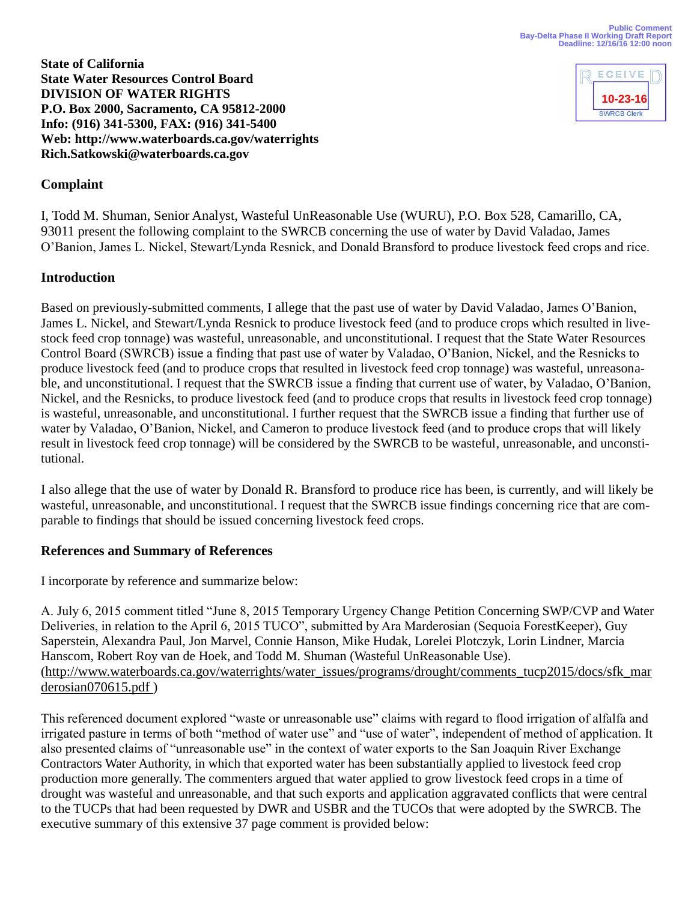Public Comment
Bay-Delta Phase II Working Draft Report
Deadline: 12/16/16 12:00 noon

RECEIVED
10-23-16
SWRCB Clerk

**State of California**
**State Water Resources Control Board**
**DIVISION OF WATER RIGHTS**
**P.O. Box 2000, Sacramento, CA 95812-2000**
**Info: (916) 341-5300, FAX: (916) 341-5400**
**Web: http://www.waterboards.ca.gov/waterrights**
**Rich.Satkowski@waterboards.ca.gov**

## Complaint

I, Todd M. Shuman, Senior Analyst, Wasteful UnReasonable Use (WURU), P.O. Box 528, Camarillo, CA, 93011 present the following complaint to the SWRCB concerning the use of water by David Valadao, James O'Banion, James L. Nickel, Stewart/Lynda Resnick, and Donald Bransford to produce livestock feed crops and rice.

## Introduction

Based on previously-submitted comments, I allege that the past use of water by David Valadao, James O'Banion, James L. Nickel, and Stewart/Lynda Resnick to produce livestock feed (and to produce crops which resulted in livestock feed crop tonnage) was wasteful, unreasonable, and unconstitutional. I request that the State Water Resources Control Board (SWRCB) issue a finding that past use of water by Valadao, O'Banion, Nickel, and the Resnicks to produce livestock feed (and to produce crops that resulted in livestock feed crop tonnage) was wasteful, unreasonable, and unconstitutional. I request that the SWRCB issue a finding that current use of water, by Valadao, O'Banion, Nickel, and the Resnicks, to produce livestock feed (and to produce crops that results in livestock feed crop tonnage) is wasteful, unreasonable, and unconstitutional. I further request that the SWRCB issue a finding that further use of water by Valadao, O'Banion, Nickel, and Cameron to produce livestock feed (and to produce crops that will likely result in livestock feed crop tonnage) will be considered by the SWRCB to be wasteful, unreasonable, and unconstitutional.

I also allege that the use of water by Donald R. Bransford to produce rice has been, is currently, and will likely be wasteful, unreasonable, and unconstitutional. I request that the SWRCB issue findings concerning rice that are comparable to findings that should be issued concerning livestock feed crops.

## References and Summary of References

I incorporate by reference and summarize below:

A. July 6, 2015 comment titled "June 8, 2015 Temporary Urgency Change Petition Concerning SWP/CVP and Water Deliveries, in relation to the April 6, 2015 TUCO", submitted by Ara Marderosian (Sequoia ForestKeeper), Guy Saperstein, Alexandra Paul, Jon Marvel, Connie Hanson, Mike Hudak, Lorelei Plotczyk, Lorin Lindner, Marcia Hanscom, Robert Roy van de Hoek, and Todd M. Shuman (Wasteful UnReasonable Use). (http://www.waterboards.ca.gov/waterrights/water_issues/programs/drought/comments_tucp2015/docs/sfk_marderosian070615.pdf )

This referenced document explored "waste or unreasonable use" claims with regard to flood irrigation of alfalfa and irrigated pasture in terms of both "method of water use" and "use of water", independent of method of application. It also presented claims of "unreasonable use" in the context of water exports to the San Joaquin River Exchange Contractors Water Authority, in which that exported water has been substantially applied to livestock feed crop production more generally. The commenters argued that water applied to grow livestock feed crops in a time of drought was wasteful and unreasonable, and that such exports and application aggravated conflicts that were central to the TUCPs that had been requested by DWR and USBR and the TUCOs that were adopted by the SWRCB. The executive summary of this extensive 37 page comment is provided below: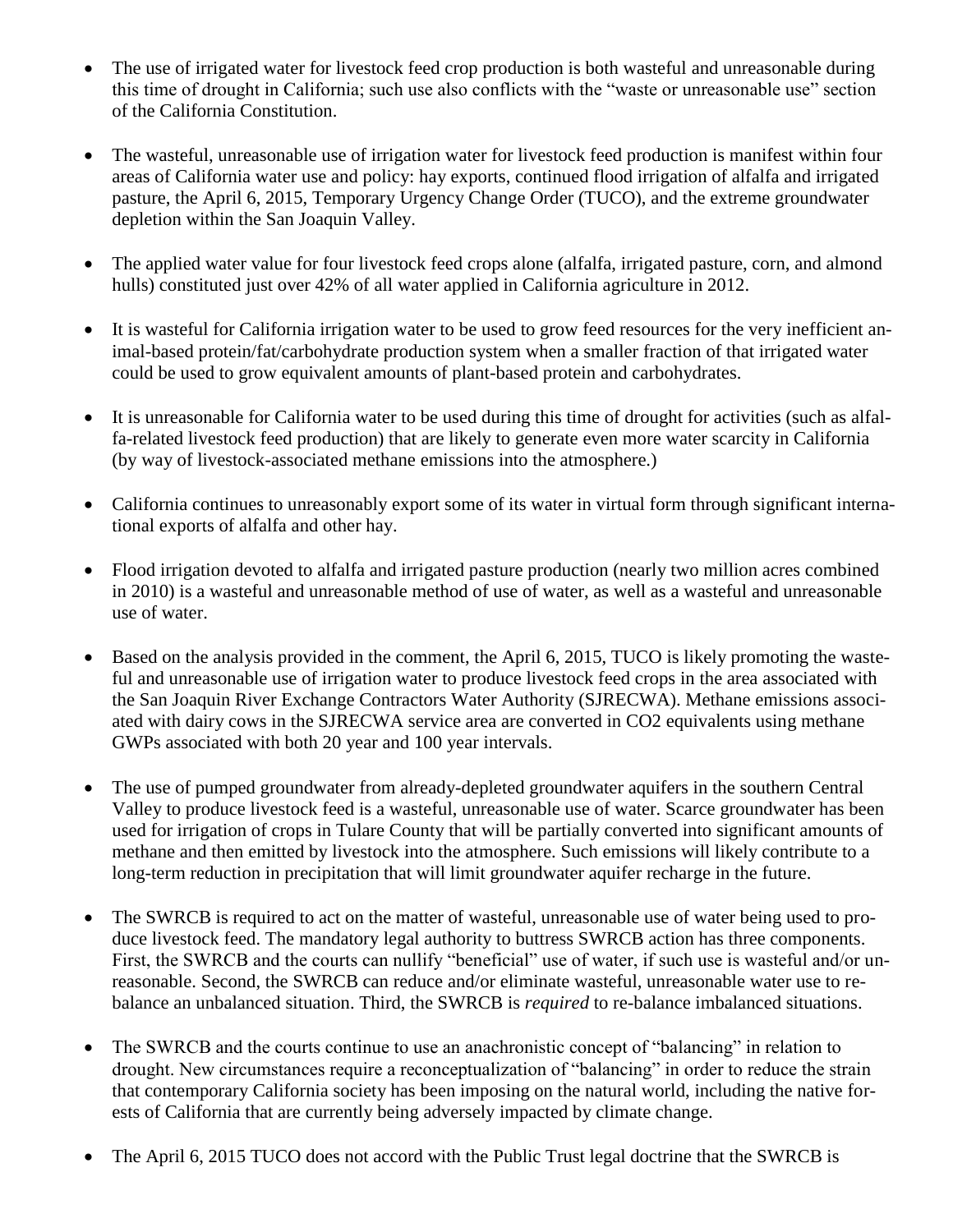- The use of irrigated water for livestock feed crop production is both wasteful and unreasonable during this time of drought in California; such use also conflicts with the "waste or unreasonable use" section of the California Constitution.

- The wasteful, unreasonable use of irrigation water for livestock feed production is manifest within four areas of California water use and policy: hay exports, continued flood irrigation of alfalfa and irrigated pasture, the April 6, 2015, Temporary Urgency Change Order (TUCO), and the extreme groundwater depletion within the San Joaquin Valley.

- The applied water value for four livestock feed crops alone (alfalfa, irrigated pasture, corn, and almond hulls) constituted just over 42% of all water applied in California agriculture in 2012.

- It is wasteful for California irrigation water to be used to grow feed resources for the very inefficient animal-based protein/fat/carbohydrate production system when a smaller fraction of that irrigated water could be used to grow equivalent amounts of plant-based protein and carbohydrates.

- It is unreasonable for California water to be used during this time of drought for activities (such as alfalfa-related livestock feed production) that are likely to generate even more water scarcity in California (by way of livestock-associated methane emissions into the atmosphere.)

- California continues to unreasonably export some of its water in virtual form through significant international exports of alfalfa and other hay.

- Flood irrigation devoted to alfalfa and irrigated pasture production (nearly two million acres combined in 2010) is a wasteful and unreasonable method of use of water, as well as a wasteful and unreasonable use of water.

- Based on the analysis provided in the comment, the April 6, 2015, TUCO is likely promoting the wasteful and unreasonable use of irrigation water to produce livestock feed crops in the area associated with the San Joaquin River Exchange Contractors Water Authority (SJRECWA). Methane emissions associated with dairy cows in the SJRECWA service area are converted in $CO_2$ equivalents using methane GWPs associated with both 20 year and 100 year intervals.

- The use of pumped groundwater from already-depleted groundwater aquifers in the southern Central Valley to produce livestock feed is a wasteful, unreasonable use of water. Scarce groundwater has been used for irrigation of crops in Tulare County that will be partially converted into significant amounts of methane and then emitted by livestock into the atmosphere. Such emissions will likely contribute to a long-term reduction in precipitation that will limit groundwater aquifer recharge in the future.

- The SWRCB is required to act on the matter of wasteful, unreasonable use of water being used to produce livestock feed. The mandatory legal authority to buttress SWRCB action has three components. First, the SWRCB and the courts can nullify "beneficial" use of water, if such use is wasteful and/or unreasonable. Second, the SWRCB can reduce and/or eliminate wasteful, unreasonable water use to re-balance an unbalanced situation. Third, the SWRCB is *required* to re-balance imbalanced situations.

- The SWRCB and the courts continue to use an anachronistic concept of "balancing" in relation to drought. New circumstances require a reconceptualization of "balancing" in order to reduce the strain that contemporary California society has been imposing on the natural world, including the native forests of California that are currently being adversely impacted by climate change.

- The April 6, 2015 TUCO does not accord with the Public Trust legal doctrine that the SWRCB is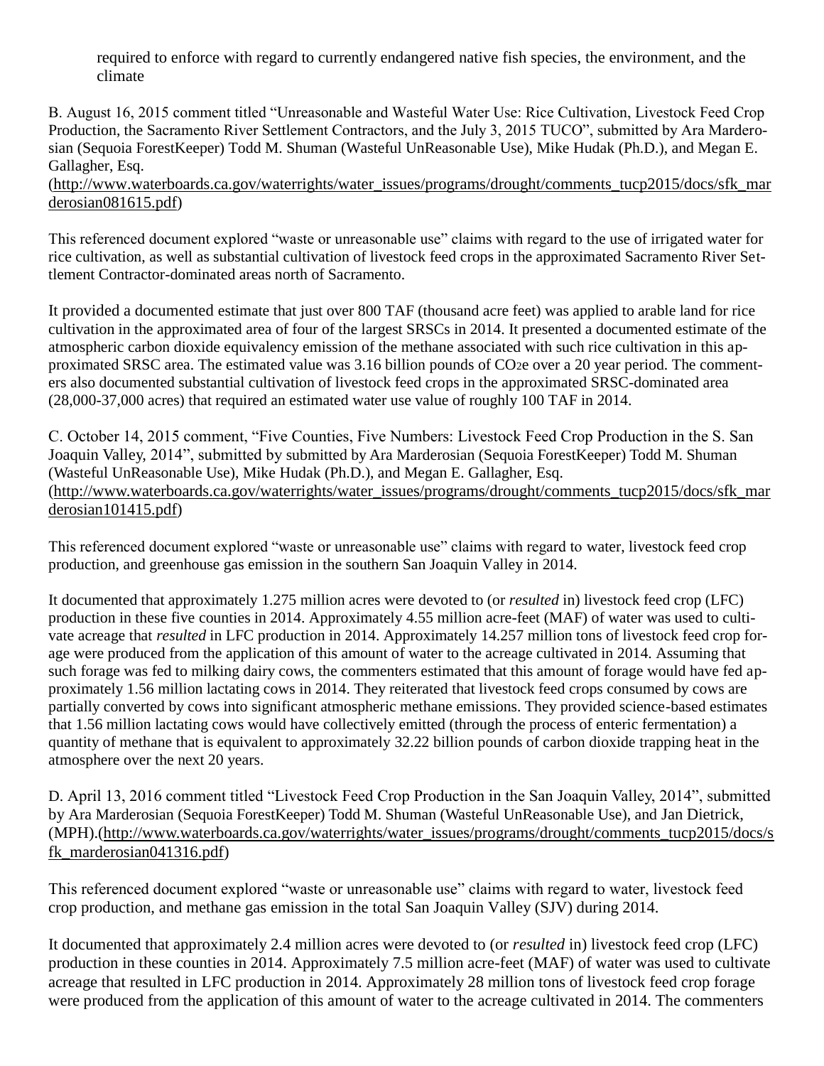required to enforce with regard to currently endangered native fish species, the environment, and the climate

B. August 16, 2015 comment titled "Unreasonable and Wasteful Water Use: Rice Cultivation, Livestock Feed Crop Production, the Sacramento River Settlement Contractors, and the July 3, 2015 TUCO", submitted by Ara Marderosian (Sequoia ForestKeeper) Todd M. Shuman (Wasteful UnReasonable Use), Mike Hudak (Ph.D.), and Megan E. Gallagher, Esq. (http://www.waterboards.ca.gov/waterrights/water_issues/programs/drought/comments_tucp2015/docs/sfk_marderosian081615.pdf)

This referenced document explored "waste or unreasonable use" claims with regard to the use of irrigated water for rice cultivation, as well as substantial cultivation of livestock feed crops in the approximated Sacramento River Settlement Contractor-dominated areas north of Sacramento.

It provided a documented estimate that just over 800 TAF (thousand acre feet) was applied to arable land for rice cultivation in the approximated area of four of the largest SRSCs in 2014. It presented a documented estimate of the atmospheric carbon dioxide equivalency emission of the methane associated with such rice cultivation in this approximated SRSC area. The estimated value was 3.16 billion pounds of $CO_2e$ over a 20 year period. The commenters also documented substantial cultivation of livestock feed crops in the approximated SRSC-dominated area (28,000-37,000 acres) that required an estimated water use value of roughly 100 TAF in 2014.

C. October 14, 2015 comment, "Five Counties, Five Numbers: Livestock Feed Crop Production in the S. San Joaquin Valley, 2014", submitted by submitted by Ara Marderosian (Sequoia ForestKeeper) Todd M. Shuman (Wasteful UnReasonable Use), Mike Hudak (Ph.D.), and Megan E. Gallagher, Esq. (http://www.waterboards.ca.gov/waterrights/water_issues/programs/drought/comments_tucp2015/docs/sfk_marderosian101415.pdf)

This referenced document explored "waste or unreasonable use" claims with regard to water, livestock feed crop production, and greenhouse gas emission in the southern San Joaquin Valley in 2014.

It documented that approximately 1.275 million acres were devoted to (or *resulted* in) livestock feed crop (LFC) production in these five counties in 2014. Approximately 4.55 million acre-feet (MAF) of water was used to cultivate acreage that *resulted* in LFC production in 2014. Approximately 14.257 million tons of livestock feed crop forage were produced from the application of this amount of water to the acreage cultivated in 2014. Assuming that such forage was fed to milking dairy cows, the commenters estimated that this amount of forage would have fed approximately 1.56 million lactating cows in 2014. They reiterated that livestock feed crops consumed by cows are partially converted by cows into significant atmospheric methane emissions. They provided science-based estimates that 1.56 million lactating cows would have collectively emitted (through the process of enteric fermentation) a quantity of methane that is equivalent to approximately 32.22 billion pounds of carbon dioxide trapping heat in the atmosphere over the next 20 years.

D. April 13, 2016 comment titled "Livestock Feed Crop Production in the San Joaquin Valley, 2014", submitted by Ara Marderosian (Sequoia ForestKeeper) Todd M. Shuman (Wasteful UnReasonable Use), and Jan Dietrick, (MPH).(http://www.waterboards.ca.gov/waterrights/water_issues/programs/drought/comments_tucp2015/docs/sfk_marderosian041316.pdf)

This referenced document explored "waste or unreasonable use" claims with regard to water, livestock feed crop production, and methane gas emission in the total San Joaquin Valley (SJV) during 2014.

It documented that approximately 2.4 million acres were devoted to (or *resulted* in) livestock feed crop (LFC) production in these counties in 2014. Approximately 7.5 million acre-feet (MAF) of water was used to cultivate acreage that resulted in LFC production in 2014. Approximately 28 million tons of livestock feed crop forage were produced from the application of this amount of water to the acreage cultivated in 2014. The commenters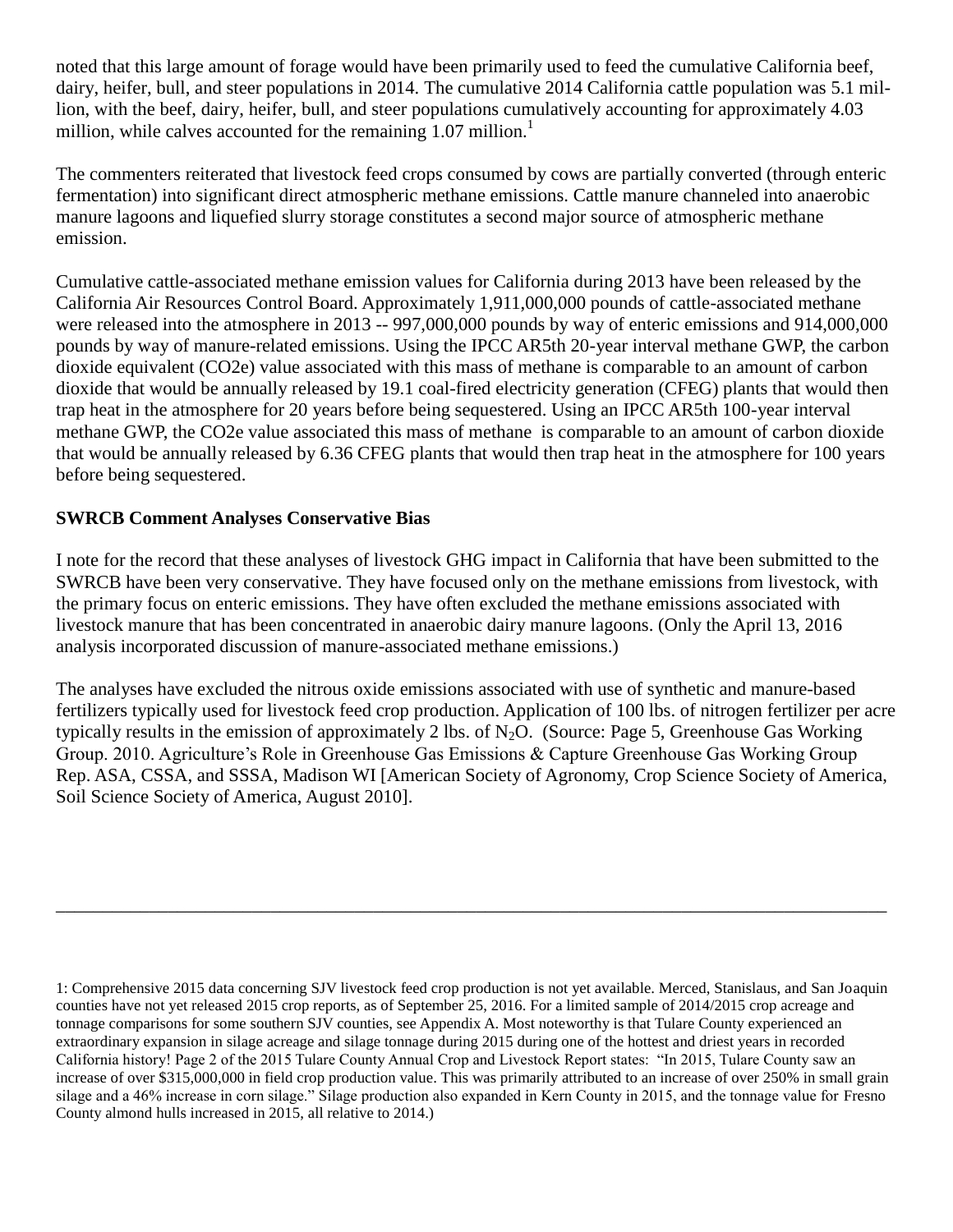noted that this large amount of forage would have been primarily used to feed the cumulative California beef, dairy, heifer, bull, and steer populations in 2014. The cumulative 2014 California cattle population was 5.1 million, with the beef, dairy, heifer, bull, and steer populations cumulatively accounting for approximately 4.03 million, while calves accounted for the remaining 1.07 million.[1]

The commenters reiterated that livestock feed crops consumed by cows are partially converted (through enteric fermentation) into significant direct atmospheric methane emissions. Cattle manure channeled into anaerobic manure lagoons and liquefied slurry storage constitutes a second major source of atmospheric methane emission.

Cumulative cattle-associated methane emission values for California during 2013 have been released by the California Air Resources Control Board. Approximately 1,911,000,000 pounds of cattle-associated methane were released into the atmosphere in 2013 -- 997,000,000 pounds by way of enteric emissions and 914,000,000 pounds by way of manure-related emissions. Using the IPCC AR5th 20-year interval methane GWP, the carbon dioxide equivalent (CO2e) value associated with this mass of methane is comparable to an amount of carbon dioxide that would be annually released by 19.1 coal-fired electricity generation (CFEG) plants that would then trap heat in the atmosphere for 20 years before being sequestered. Using an IPCC AR5th 100-year interval methane GWP, the CO2e value associated this mass of methane is comparable to an amount of carbon dioxide that would be annually released by 6.36 CFEG plants that would then trap heat in the atmosphere for 100 years before being sequestered.

**SWRCB Comment Analyses Conservative Bias**

I note for the record that these analyses of livestock GHG impact in California that have been submitted to the SWRCB have been very conservative. They have focused only on the methane emissions from livestock, with the primary focus on enteric emissions. They have often excluded the methane emissions associated with livestock manure that has been concentrated in anaerobic dairy manure lagoons. (Only the April 13, 2016 analysis incorporated discussion of manure-associated methane emissions.)

The analyses have excluded the nitrous oxide emissions associated with use of synthetic and manure-based fertilizers typically used for livestock feed crop production. Application of 100 lbs. of nitrogen fertilizer per acre typically results in the emission of approximately 2 lbs. of $N_2O$. (Source: Page 5, Greenhouse Gas Working Group. 2010. Agriculture's Role in Greenhouse Gas Emissions & Capture Greenhouse Gas Working Group Rep. ASA, CSSA, and SSSA, Madison WI [American Society of Agronomy, Crop Science Society of America, Soil Science Society of America, August 2010].

---

1: Comprehensive 2015 data concerning SJV livestock feed crop production is not yet available. Merced, Stanislaus, and San Joaquin counties have not yet released 2015 crop reports, as of September 25, 2016. For a limited sample of 2014/2015 crop acreage and tonnage comparisons for some southern SJV counties, see Appendix A. Most noteworthy is that Tulare County experienced an extraordinary expansion in silage acreage and silage tonnage during 2015 during one of the hottest and driest years in recorded California history! Page 2 of the 2015 Tulare County Annual Crop and Livestock Report states: "In 2015, Tulare County saw an increase of over $315,000,000 in field crop production value. This was primarily attributed to an increase of over 250% in small grain silage and a 46% increase in corn silage." Silage production also expanded in Kern County in 2015, and the tonnage value for Fresno County almond hulls increased in 2015, all relative to 2014.)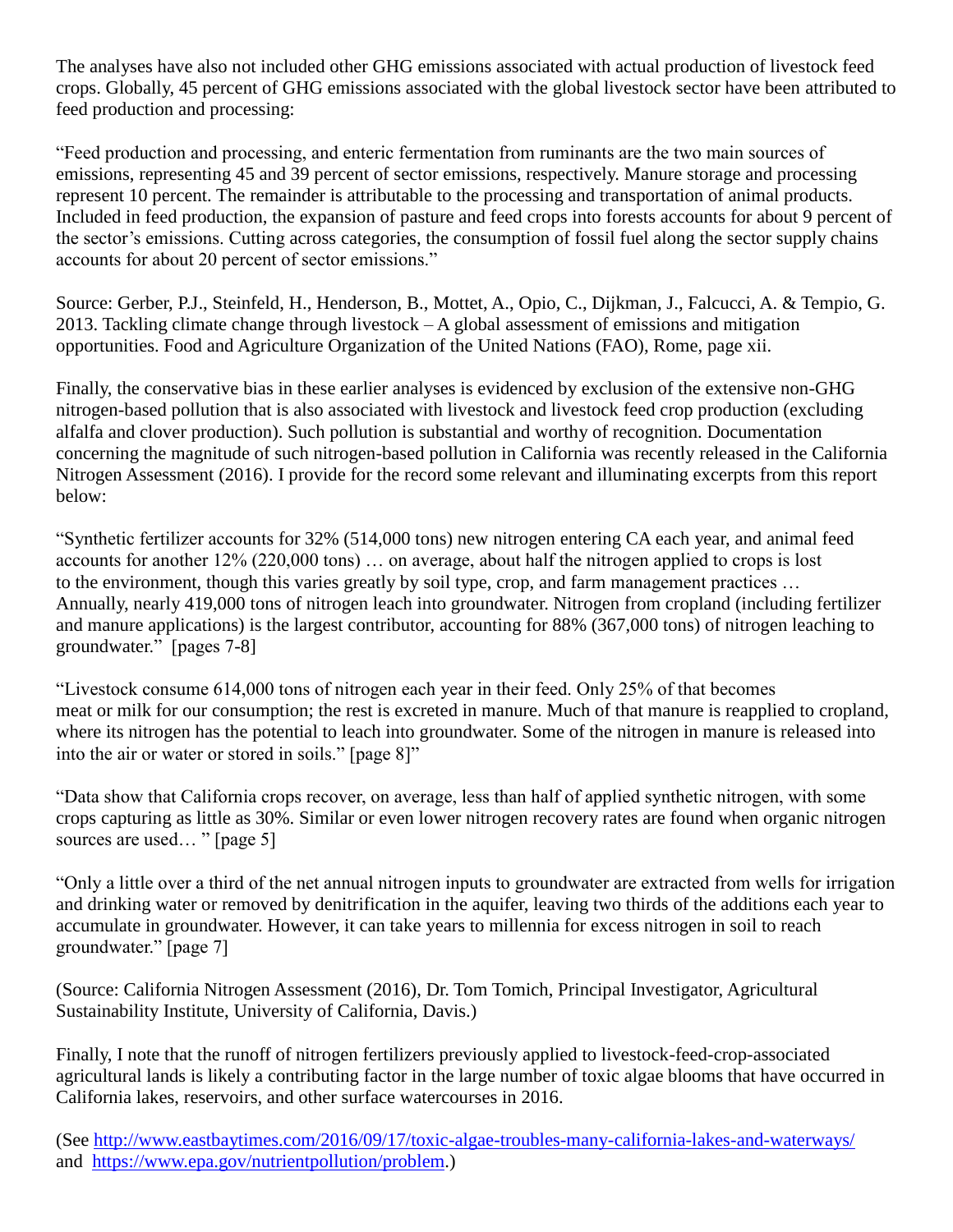The analyses have also not included other GHG emissions associated with actual production of livestock feed crops. Globally, 45 percent of GHG emissions associated with the global livestock sector have been attributed to feed production and processing:

"Feed production and processing, and enteric fermentation from ruminants are the two main sources of emissions, representing 45 and 39 percent of sector emissions, respectively. Manure storage and processing represent 10 percent. The remainder is attributable to the processing and transportation of animal products. Included in feed production, the expansion of pasture and feed crops into forests accounts for about 9 percent of the sector's emissions. Cutting across categories, the consumption of fossil fuel along the sector supply chains accounts for about 20 percent of sector emissions."

Source: Gerber, P.J., Steinfeld, H., Henderson, B., Mottet, A., Opio, C., Dijkman, J., Falcucci, A. & Tempio, G. 2013. Tackling climate change through livestock – A global assessment of emissions and mitigation opportunities. Food and Agriculture Organization of the United Nations (FAO), Rome, page xii.

Finally, the conservative bias in these earlier analyses is evidenced by exclusion of the extensive non-GHG nitrogen-based pollution that is also associated with livestock and livestock feed crop production (excluding alfalfa and clover production). Such pollution is substantial and worthy of recognition. Documentation concerning the magnitude of such nitrogen-based pollution in California was recently released in the California Nitrogen Assessment (2016). I provide for the record some relevant and illuminating excerpts from this report below:

"Synthetic fertilizer accounts for 32% (514,000 tons) new nitrogen entering CA each year, and animal feed accounts for another 12% (220,000 tons) … on average, about half the nitrogen applied to crops is lost to the environment, though this varies greatly by soil type, crop, and farm management practices … Annually, nearly 419,000 tons of nitrogen leach into groundwater. Nitrogen from cropland (including fertilizer and manure applications) is the largest contributor, accounting for 88% (367,000 tons) of nitrogen leaching to groundwater." [pages 7-8]

"Livestock consume 614,000 tons of nitrogen each year in their feed. Only 25% of that becomes meat or milk for our consumption; the rest is excreted in manure. Much of that manure is reapplied to cropland, where its nitrogen has the potential to leach into groundwater. Some of the nitrogen in manure is released into into the air or water or stored in soils." [page 8]"

"Data show that California crops recover, on average, less than half of applied synthetic nitrogen, with some crops capturing as little as 30%. Similar or even lower nitrogen recovery rates are found when organic nitrogen sources are used… " [page 5]

"Only a little over a third of the net annual nitrogen inputs to groundwater are extracted from wells for irrigation and drinking water or removed by denitrification in the aquifer, leaving two thirds of the additions each year to accumulate in groundwater. However, it can take years to millennia for excess nitrogen in soil to reach groundwater." [page 7]

(Source: California Nitrogen Assessment (2016), Dr. Tom Tomich, Principal Investigator, Agricultural Sustainability Institute, University of California, Davis.)

Finally, I note that the runoff of nitrogen fertilizers previously applied to livestock-feed-crop-associated agricultural lands is likely a contributing factor in the large number of toxic algae blooms that have occurred in California lakes, reservoirs, and other surface watercourses in 2016.

(See http://www.eastbaytimes.com/2016/09/17/toxic-algae-troubles-many-california-lakes-and-waterways/ and https://www.epa.gov/nutrientpollution/problem.)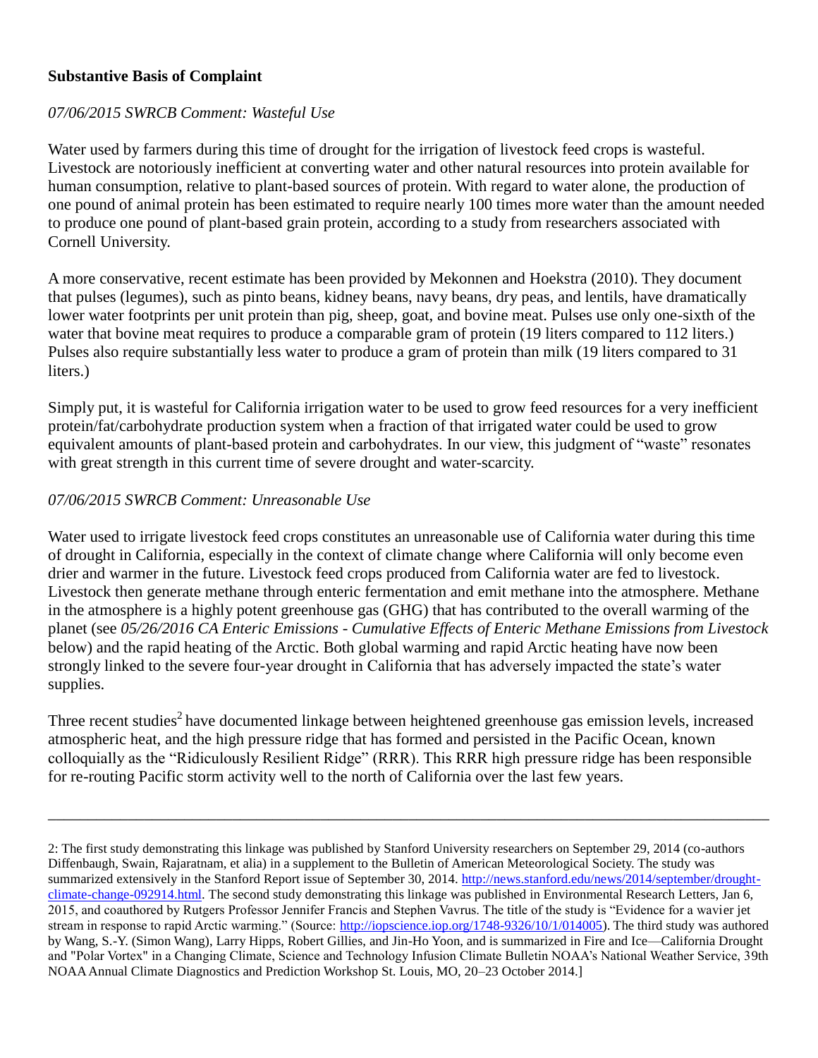**Substantive Basis of Complaint**

*07/06/2015 SWRCB Comment: Wasteful Use*

Water used by farmers during this time of drought for the irrigation of livestock feed crops is wasteful. Livestock are notoriously inefficient at converting water and other natural resources into protein available for human consumption, relative to plant-based sources of protein. With regard to water alone, the production of one pound of animal protein has been estimated to require nearly 100 times more water than the amount needed to produce one pound of plant-based grain protein, according to a study from researchers associated with Cornell University.

A more conservative, recent estimate has been provided by Mekonnen and Hoekstra (2010). They document that pulses (legumes), such as pinto beans, kidney beans, navy beans, dry peas, and lentils, have dramatically lower water footprints per unit protein than pig, sheep, goat, and bovine meat. Pulses use only one-sixth of the water that bovine meat requires to produce a comparable gram of protein (19 liters compared to 112 liters.) Pulses also require substantially less water to produce a gram of protein than milk (19 liters compared to 31 liters.)

Simply put, it is wasteful for California irrigation water to be used to grow feed resources for a very inefficient protein/fat/carbohydrate production system when a fraction of that irrigated water could be used to grow equivalent amounts of plant-based protein and carbohydrates. In our view, this judgment of "waste" resonates with great strength in this current time of severe drought and water-scarcity.

*07/06/2015 SWRCB Comment: Unreasonable Use*

Water used to irrigate livestock feed crops constitutes an unreasonable use of California water during this time of drought in California, especially in the context of climate change where California will only become even drier and warmer in the future. Livestock feed crops produced from California water are fed to livestock. Livestock then generate methane through enteric fermentation and emit methane into the atmosphere. Methane in the atmosphere is a highly potent greenhouse gas (GHG) that has contributed to the overall warming of the planet (see *05/26/2016 CA Enteric Emissions - Cumulative Effects of Enteric Methane Emissions from Livestock* below) and the rapid heating of the Arctic. Both global warming and rapid Arctic heating have now been strongly linked to the severe four-year drought in California that has adversely impacted the state's water supplies.

Three recent studies[2] have documented linkage between heightened greenhouse gas emission levels, increased atmospheric heat, and the high pressure ridge that has formed and persisted in the Pacific Ocean, known colloquially as the "Ridiculously Resilient Ridge" (RRR). This RRR high pressure ridge has been responsible for re-routing Pacific storm activity well to the north of California over the last few years.

---

2: The first study demonstrating this linkage was published by Stanford University researchers on September 29, 2014 (co-authors Diffenbaugh, Swain, Rajaratnam, et alia) in a supplement to the Bulletin of American Meteorological Society. The study was summarized extensively in the Stanford Report issue of September 30, 2014. http://news.stanford.edu/news/2014/september/drought-climate-change-092914.html. The second study demonstrating this linkage was published in Environmental Research Letters, Jan 6, 2015, and coauthored by Rutgers Professor Jennifer Francis and Stephen Vavrus. The title of the study is "Evidence for a wavier jet stream in response to rapid Arctic warming." (Source: http://iopscience.iop.org/1748-9326/10/1/014005). The third study was authored by Wang, S.-Y. (Simon Wang), Larry Hipps, Robert Gillies, and Jin-Ho Yoon, and is summarized in Fire and Ice—California Drought and "Polar Vortex" in a Changing Climate, Science and Technology Infusion Climate Bulletin NOAA's National Weather Service, 39th NOAA Annual Climate Diagnostics and Prediction Workshop St. Louis, MO, 20–23 October 2014.]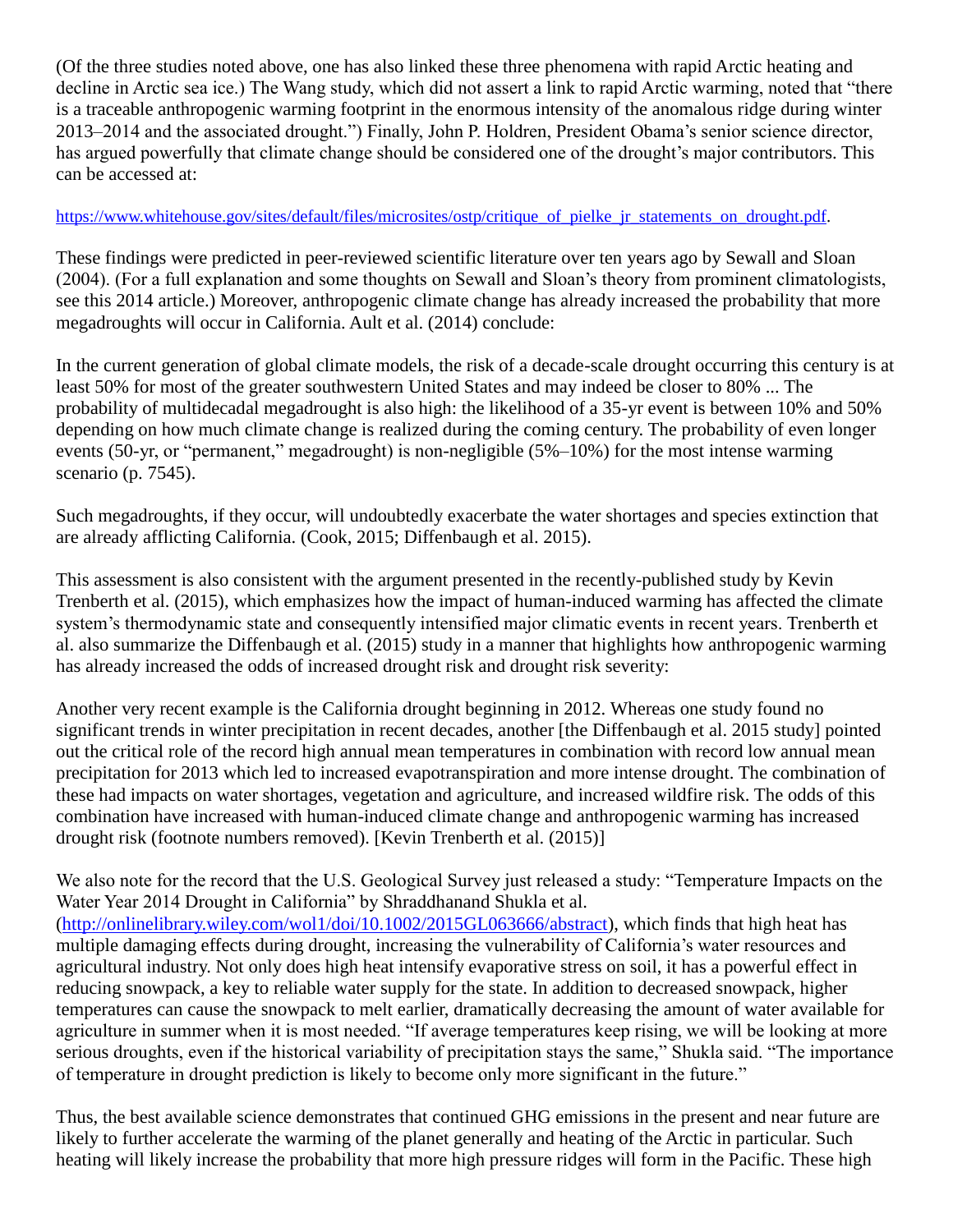(Of the three studies noted above, one has also linked these three phenomena with rapid Arctic heating and decline in Arctic sea ice.) The Wang study, which did not assert a link to rapid Arctic warming, noted that "there is a traceable anthropogenic warming footprint in the enormous intensity of the anomalous ridge during winter 2013–2014 and the associated drought.") Finally, John P. Holdren, President Obama's senior science director, has argued powerfully that climate change should be considered one of the drought's major contributors. This can be accessed at:

[https://www.whitehouse.gov/sites/default/files/microsites/ostp/critique_of_pielke_jr_statements_on_drought.pdf](https://www.whitehouse.gov/sites/default/files/microsites/ostp/critique_of_pielke_jr_statements_on_drought.pdf).

These findings were predicted in peer-reviewed scientific literature over ten years ago by Sewall and Sloan (2004). (For a full explanation and some thoughts on Sewall and Sloan's theory from prominent climatologists, see this 2014 article.) Moreover, anthropogenic climate change has already increased the probability that more megadroughts will occur in California. Ault et al. (2014) conclude:

In the current generation of global climate models, the risk of a decade-scale drought occurring this century is at least 50% for most of the greater southwestern United States and may indeed be closer to 80% ... The probability of multidecadal megadrought is also high: the likelihood of a 35-yr event is between 10% and 50% depending on how much climate change is realized during the coming century. The probability of even longer events (50-yr, or "permanent," megadrought) is non-negligible (5%–10%) for the most intense warming scenario (p. 7545).

Such megadroughts, if they occur, will undoubtedly exacerbate the water shortages and species extinction that are already afflicting California. (Cook, 2015; Diffenbaugh et al. 2015).

This assessment is also consistent with the argument presented in the recently-published study by Kevin Trenberth et al. (2015), which emphasizes how the impact of human-induced warming has affected the climate system's thermodynamic state and consequently intensified major climatic events in recent years. Trenberth et al. also summarize the Diffenbaugh et al. (2015) study in a manner that highlights how anthropogenic warming has already increased the odds of increased drought risk and drought risk severity:

Another very recent example is the California drought beginning in 2012. Whereas one study found no significant trends in winter precipitation in recent decades, another [the Diffenbaugh et al. 2015 study] pointed out the critical role of the record high annual mean temperatures in combination with record low annual mean precipitation for 2013 which led to increased evapotranspiration and more intense drought. The combination of these had impacts on water shortages, vegetation and agriculture, and increased wildfire risk. The odds of this combination have increased with human-induced climate change and anthropogenic warming has increased drought risk (footnote numbers removed). [Kevin Trenberth et al. (2015)]

We also note for the record that the U.S. Geological Survey just released a study: "Temperature Impacts on the Water Year 2014 Drought in California" by Shraddhanand Shukla et al. ([http://onlinelibrary.wiley.com/wol1/doi/10.1002/2015GL063666/abstract](http://onlinelibrary.wiley.com/wol1/doi/10.1002/2015GL063666/abstract)), which finds that high heat has multiple damaging effects during drought, increasing the vulnerability of California's water resources and agricultural industry. Not only does high heat intensify evaporative stress on soil, it has a powerful effect in reducing snowpack, a key to reliable water supply for the state. In addition to decreased snowpack, higher temperatures can cause the snowpack to melt earlier, dramatically decreasing the amount of water available for agriculture in summer when it is most needed. "If average temperatures keep rising, we will be looking at more serious droughts, even if the historical variability of precipitation stays the same," Shukla said. "The importance of temperature in drought prediction is likely to become only more significant in the future."

Thus, the best available science demonstrates that continued GHG emissions in the present and near future are likely to further accelerate the warming of the planet generally and heating of the Arctic in particular. Such heating will likely increase the probability that more high pressure ridges will form in the Pacific. These high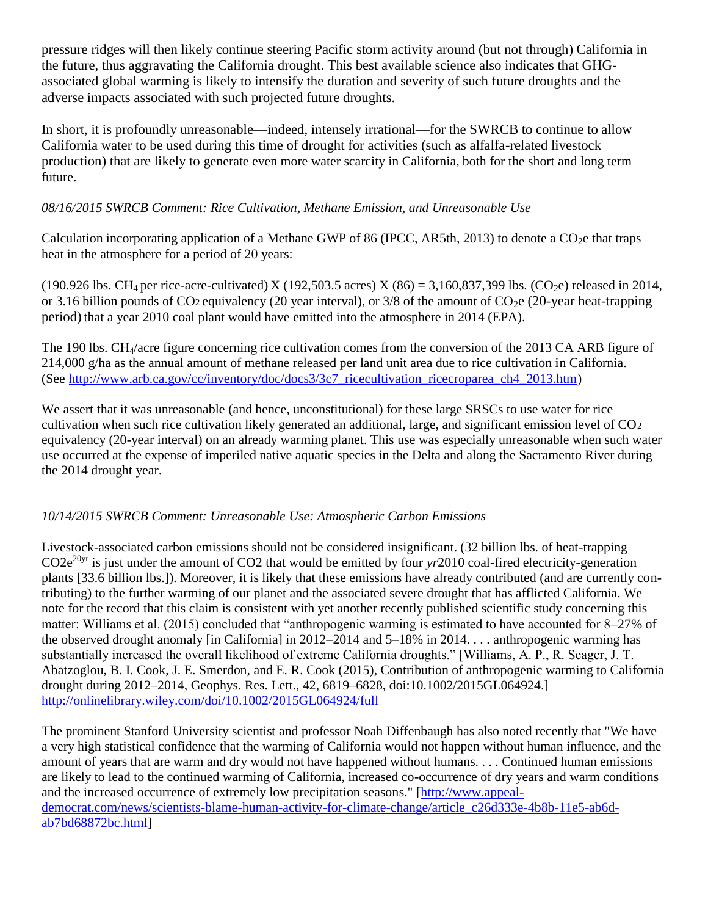pressure ridges will then likely continue steering Pacific storm activity around (but not through) California in the future, thus aggravating the California drought. This best available science also indicates that GHG-associated global warming is likely to intensify the duration and severity of such future droughts and the adverse impacts associated with such projected future droughts.

In short, it is profoundly unreasonable—indeed, intensely irrational—for the SWRCB to continue to allow California water to be used during this time of drought for activities (such as alfalfa-related livestock production) that are likely to generate even more water scarcity in California, both for the short and long term future.

*08/16/2015 SWRCB Comment: Rice Cultivation, Methane Emission, and Unreasonable Use*

Calculation incorporating application of a Methane GWP of 86 (IPCC, AR5th, 2013) to denote a $CO_2e$ that traps heat in the atmosphere for a period of 20 years:

(190.926 lbs. $CH_4$ per rice-acre-cultivated) X (192,503.5 acres) X (86) = 3,160,837,399 lbs. ($CO_2e$) released in 2014, or 3.16 billion pounds of $CO_2$ equivalency (20 year interval), or 3/8 of the amount of $CO_2e$ (20-year heat-trapping period) that a year 2010 coal plant would have emitted into the atmosphere in 2014 (EPA).

The 190 lbs. $CH_4$/acre figure concerning rice cultivation comes from the conversion of the 2013 CA ARB figure of 214,000 g/ha as the annual amount of methane released per land unit area due to rice cultivation in California. (See http://www.arb.ca.gov/cc/inventory/doc/docs3/3c7_ricecultivation_ricecroparea_ch4_2013.htm)

We assert that it was unreasonable (and hence, unconstitutional) for these large SRSCs to use water for rice cultivation when such rice cultivation likely generated an additional, large, and significant emission level of $CO_2$ equivalency (20-year interval) on an already warming planet. This use was especially unreasonable when such water use occurred at the expense of imperiled native aquatic species in the Delta and along the Sacramento River during the 2014 drought year.

*10/14/2015 SWRCB Comment: Unreasonable Use: Atmospheric Carbon Emissions*

Livestock-associated carbon emissions should not be considered insignificant. (32 billion lbs. of heat-trapping $CO2e^{20yr}$ is just under the amount of CO2 that would be emitted by four *yr*2010 coal-fired electricity-generation plants [33.6 billion lbs.]). Moreover, it is likely that these emissions have already contributed (and are currently contributing) to the further warming of our planet and the associated severe drought that has afflicted California. We note for the record that this claim is consistent with yet another recently published scientific study concerning this matter: Williams et al. (2015) concluded that "anthropogenic warming is estimated to have accounted for 8–27% of the observed drought anomaly [in California] in 2012–2014 and 5–18% in 2014. . . . anthropogenic warming has substantially increased the overall likelihood of extreme California droughts." [Williams, A. P., R. Seager, J. T. Abatzoglou, B. I. Cook, J. E. Smerdon, and E. R. Cook (2015), Contribution of anthropogenic warming to California drought during 2012–2014, Geophys. Res. Lett., 42, 6819–6828, doi:10.1002/2015GL064924.] http://onlinelibrary.wiley.com/doi/10.1002/2015GL064924/full

The prominent Stanford University scientist and professor Noah Diffenbaugh has also noted recently that "We have a very high statistical confidence that the warming of California would not happen without human influence, and the amount of years that are warm and dry would not have happened without humans. . . . Continued human emissions are likely to lead to the continued warming of California, increased co-occurrence of dry years and warm conditions and the increased occurrence of extremely low precipitation seasons." [http://www.appeal-democrat.com/news/scientists-blame-human-activity-for-climate-change/article_c26d333e-4b8b-11e5-ab6d-ab7bd68872bc.html]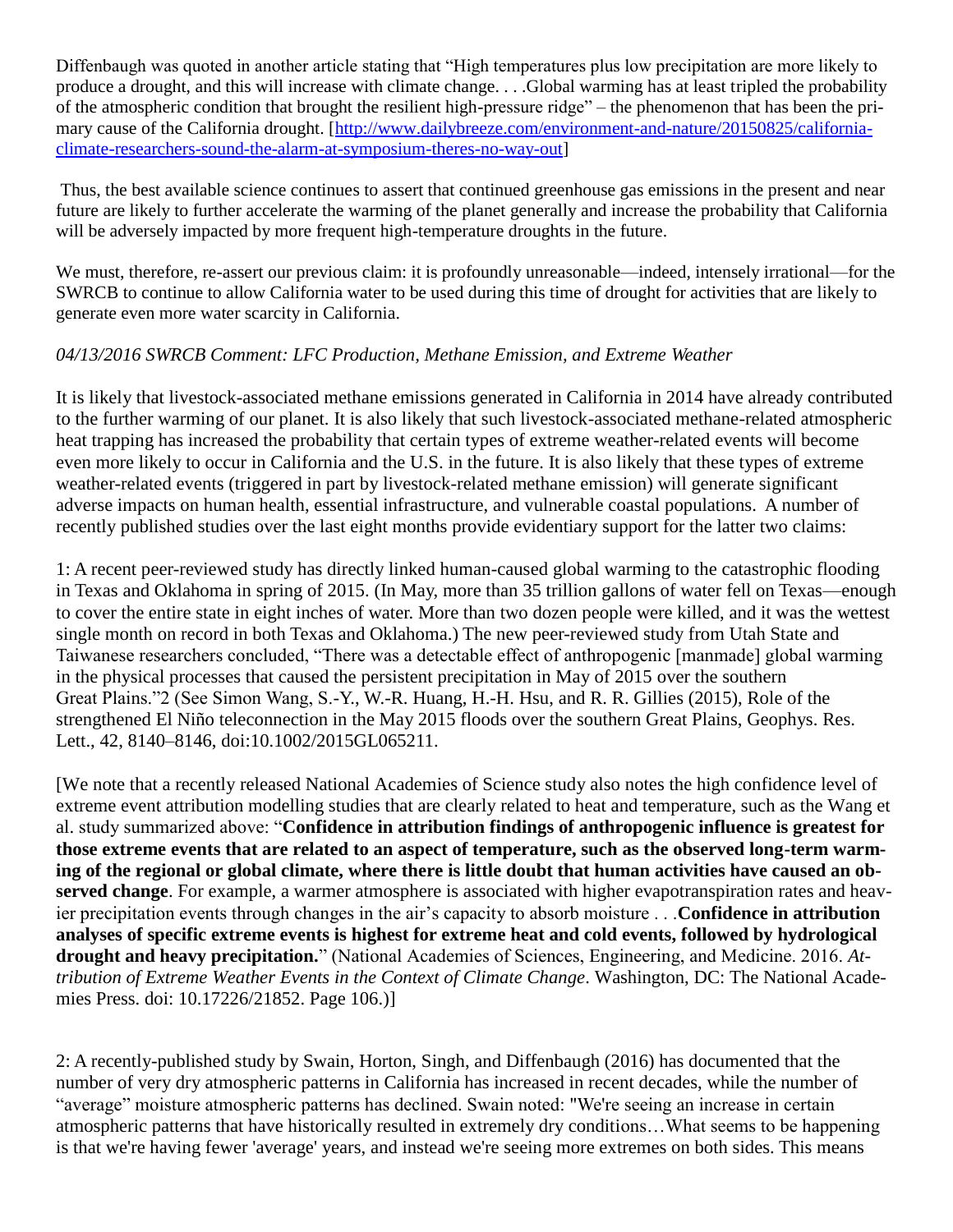Diffenbaugh was quoted in another article stating that “High temperatures plus low precipitation are more likely to produce a drought, and this will increase with climate change. . . .Global warming has at least tripled the probability of the atmospheric condition that brought the resilient high-pressure ridge” – the phenomenon that has been the primary cause of the California drought. [http://www.dailybreeze.com/environment-and-nature/20150825/california-climate-researchers-sound-the-alarm-at-symposium-theres-no-way-out]

Thus, the best available science continues to assert that continued greenhouse gas emissions in the present and near future are likely to further accelerate the warming of the planet generally and increase the probability that California will be adversely impacted by more frequent high-temperature droughts in the future.

We must, therefore, re-assert our previous claim: it is profoundly unreasonable—indeed, intensely irrational—for the SWRCB to continue to allow California water to be used during this time of drought for activities that are likely to generate even more water scarcity in California.

*04/13/2016 SWRCB Comment: LFC Production, Methane Emission, and Extreme Weather*

It is likely that livestock-associated methane emissions generated in California in 2014 have already contributed to the further warming of our planet. It is also likely that such livestock-associated methane-related atmospheric heat trapping has increased the probability that certain types of extreme weather-related events will become even more likely to occur in California and the U.S. in the future. It is also likely that these types of extreme weather-related events (triggered in part by livestock-related methane emission) will generate significant adverse impacts on human health, essential infrastructure, and vulnerable coastal populations. A number of recently published studies over the last eight months provide evidentiary support for the latter two claims:

1: A recent peer-reviewed study has directly linked human-caused global warming to the catastrophic flooding in Texas and Oklahoma in spring of 2015. (In May, more than 35 trillion gallons of water fell on Texas—enough to cover the entire state in eight inches of water. More than two dozen people were killed, and it was the wettest single month on record in both Texas and Oklahoma.) The new peer-reviewed study from Utah State and Taiwanese researchers concluded, “There was a detectable effect of anthropogenic [manmade] global warming in the physical processes that caused the persistent precipitation in May of 2015 over the southern Great Plains.”2 (See Simon Wang, S.-Y., W.-R. Huang, H.-H. Hsu, and R. R. Gillies (2015), Role of the strengthened El Niño teleconnection in the May 2015 floods over the southern Great Plains, Geophys. Res. Lett., 42, 8140–8146, doi:10.1002/2015GL065211.

[We note that a recently released National Academies of Science study also notes the high confidence level of extreme event attribution modelling studies that are clearly related to heat and temperature, such as the Wang et al. study summarized above: “**Confidence in attribution findings of anthropogenic influence is greatest for those extreme events that are related to an aspect of temperature, such as the observed long-term warming of the regional or global climate, where there is little doubt that human activities have caused an observed change**. For example, a warmer atmosphere is associated with higher evapotranspiration rates and heavier precipitation events through changes in the air’s capacity to absorb moisture . . .**Confidence in attribution analyses of specific extreme events is highest for extreme heat and cold events, followed by hydrological drought and heavy precipitation.**” (National Academies of Sciences, Engineering, and Medicine. 2016. *Attribution of Extreme Weather Events in the Context of Climate Change*. Washington, DC: The National Academies Press. doi: 10.17226/21852. Page 106.)]

2: A recently-published study by Swain, Horton, Singh, and Diffenbaugh (2016) has documented that the number of very dry atmospheric patterns in California has increased in recent decades, while the number of “average” moisture atmospheric patterns has declined. Swain noted: "We're seeing an increase in certain atmospheric patterns that have historically resulted in extremely dry conditions…What seems to be happening is that we're having fewer 'average' years, and instead we're seeing more extremes on both sides. This means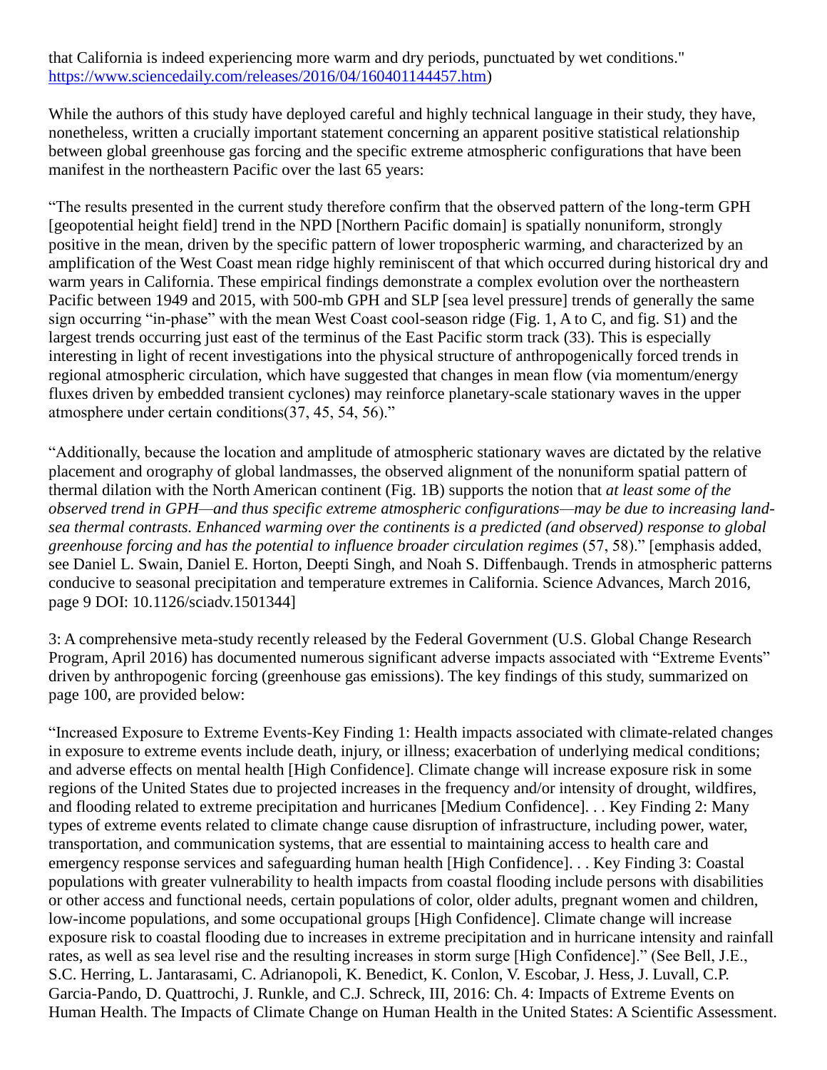that California is indeed experiencing more warm and dry periods, punctuated by wet conditions." https://www.sciencedaily.com/releases/2016/04/160401144457.htm)

While the authors of this study have deployed careful and highly technical language in their study, they have, nonetheless, written a crucially important statement concerning an apparent positive statistical relationship between global greenhouse gas forcing and the specific extreme atmospheric configurations that have been manifest in the northeastern Pacific over the last 65 years:

"The results presented in the current study therefore confirm that the observed pattern of the long-term GPH [geopotential height field] trend in the NPD [Northern Pacific domain] is spatially nonuniform, strongly positive in the mean, driven by the specific pattern of lower tropospheric warming, and characterized by an amplification of the West Coast mean ridge highly reminiscent of that which occurred during historical dry and warm years in California. These empirical findings demonstrate a complex evolution over the northeastern Pacific between 1949 and 2015, with 500-mb GPH and SLP [sea level pressure] trends of generally the same sign occurring "in-phase" with the mean West Coast cool-season ridge (Fig. 1, A to C, and fig. S1) and the largest trends occurring just east of the terminus of the East Pacific storm track (33). This is especially interesting in light of recent investigations into the physical structure of anthropogenically forced trends in regional atmospheric circulation, which have suggested that changes in mean flow (via momentum/energy fluxes driven by embedded transient cyclones) may reinforce planetary-scale stationary waves in the upper atmosphere under certain conditions(37, 45, 54, 56)."

"Additionally, because the location and amplitude of atmospheric stationary waves are dictated by the relative placement and orography of global landmasses, the observed alignment of the nonuniform spatial pattern of thermal dilation with the North American continent (Fig. 1B) supports the notion that *at least some of the observed trend in GPH—and thus specific extreme atmospheric configurations—may be due to increasing land-sea thermal contrasts. Enhanced warming over the continents is a predicted (and observed) response to global greenhouse forcing and has the potential to influence broader circulation regimes* (57, 58)." [emphasis added, see Daniel L. Swain, Daniel E. Horton, Deepti Singh, and Noah S. Diffenbaugh. Trends in atmospheric patterns conducive to seasonal precipitation and temperature extremes in California. Science Advances, March 2016, page 9 DOI: 10.1126/sciadv.1501344]

3: A comprehensive meta-study recently released by the Federal Government (U.S. Global Change Research Program, April 2016) has documented numerous significant adverse impacts associated with "Extreme Events" driven by anthropogenic forcing (greenhouse gas emissions). The key findings of this study, summarized on page 100, are provided below:

"Increased Exposure to Extreme Events-Key Finding 1: Health impacts associated with climate-related changes in exposure to extreme events include death, injury, or illness; exacerbation of underlying medical conditions; and adverse effects on mental health [High Confidence]. Climate change will increase exposure risk in some regions of the United States due to projected increases in the frequency and/or intensity of drought, wildfires, and flooding related to extreme precipitation and hurricanes [Medium Confidence]. . . Key Finding 2: Many types of extreme events related to climate change cause disruption of infrastructure, including power, water, transportation, and communication systems, that are essential to maintaining access to health care and emergency response services and safeguarding human health [High Confidence]. . . Key Finding 3: Coastal populations with greater vulnerability to health impacts from coastal flooding include persons with disabilities or other access and functional needs, certain populations of color, older adults, pregnant women and children, low-income populations, and some occupational groups [High Confidence]. Climate change will increase exposure risk to coastal flooding due to increases in extreme precipitation and in hurricane intensity and rainfall rates, as well as sea level rise and the resulting increases in storm surge [High Confidence]." (See Bell, J.E., S.C. Herring, L. Jantarasami, C. Adrianopoli, K. Benedict, K. Conlon, V. Escobar, J. Hess, J. Luvall, C.P. Garcia-Pando, D. Quattrochi, J. Runkle, and C.J. Schreck, III, 2016: Ch. 4: Impacts of Extreme Events on Human Health. The Impacts of Climate Change on Human Health in the United States: A Scientific Assessment.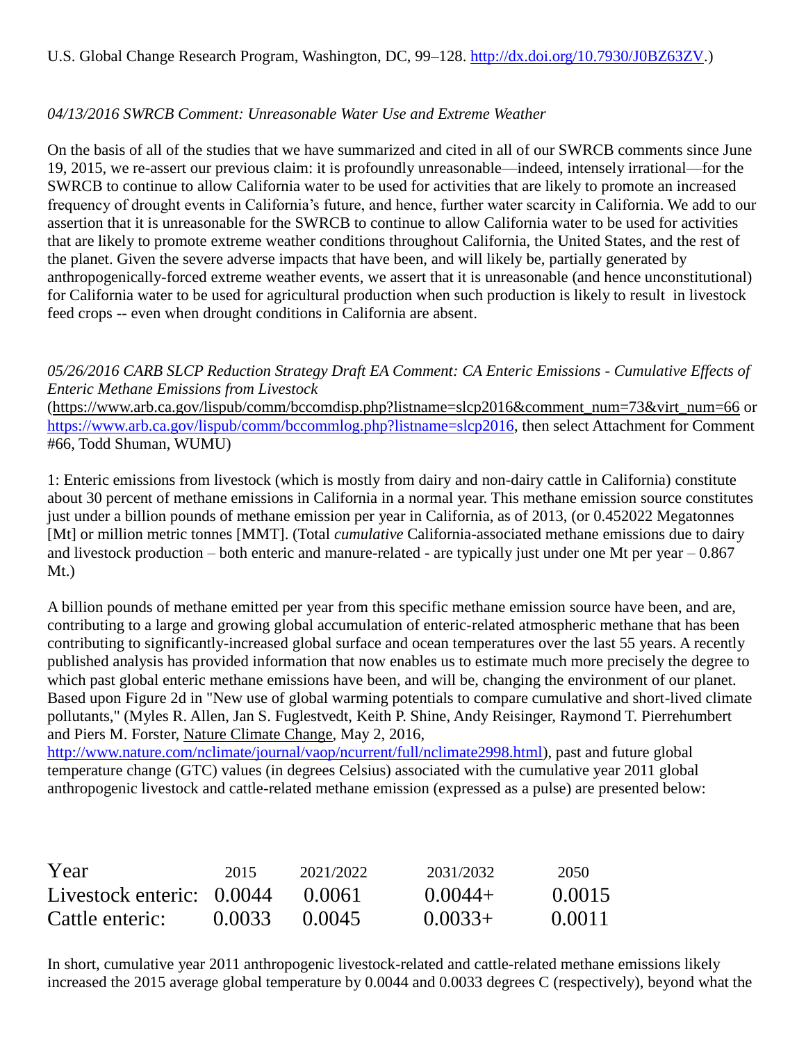U.S. Global Change Research Program, Washington, DC, 99–128. http://dx.doi.org/10.7930/J0BZ63ZV.)

*04/13/2016 SWRCB Comment: Unreasonable Water Use and Extreme Weather*

On the basis of all of the studies that we have summarized and cited in all of our SWRCB comments since June 19, 2015, we re-assert our previous claim: it is profoundly unreasonable—indeed, intensely irrational—for the SWRCB to continue to allow California water to be used for activities that are likely to promote an increased frequency of drought events in California's future, and hence, further water scarcity in California. We add to our assertion that it is unreasonable for the SWRCB to continue to allow California water to be used for activities that are likely to promote extreme weather conditions throughout California, the United States, and the rest of the planet. Given the severe adverse impacts that have been, and will likely be, partially generated by anthropogenically-forced extreme weather events, we assert that it is unreasonable (and hence unconstitutional) for California water to be used for agricultural production when such production is likely to result in livestock feed crops -- even when drought conditions in California are absent.

*05/26/2016 CARB SLCP Reduction Strategy Draft EA Comment: CA Enteric Emissions - Cumulative Effects of Enteric Methane Emissions from Livestock*
(https://www.arb.ca.gov/lispub/comm/bccomdisp.php?listname=slcp2016&comment_num=73&virt_num=66 or https://www.arb.ca.gov/lispub/comm/bccommlog.php?listname=slcp2016, then select Attachment for Comment #66, Todd Shuman, WUMU)

1: Enteric emissions from livestock (which is mostly from dairy and non-dairy cattle in California) constitute about 30 percent of methane emissions in California in a normal year. This methane emission source constitutes just under a billion pounds of methane emission per year in California, as of 2013, (or 0.452022 Megatonnes [Mt] or million metric tonnes [MMT]. (Total *cumulative* California-associated methane emissions due to dairy and livestock production – both enteric and manure-related - are typically just under one Mt per year – 0.867 Mt.)

A billion pounds of methane emitted per year from this specific methane emission source have been, and are, contributing to a large and growing global accumulation of enteric-related atmospheric methane that has been contributing to significantly-increased global surface and ocean temperatures over the last 55 years. A recently published analysis has provided information that now enables us to estimate much more precisely the degree to which past global enteric methane emissions have been, and will be, changing the environment of our planet. Based upon Figure 2d in "New use of global warming potentials to compare cumulative and short-lived climate pollutants," (Myles R. Allen, Jan S. Fuglestvedt, Keith P. Shine, Andy Reisinger, Raymond T. Pierrehumbert and Piers M. Forster, Nature Climate Change, May 2, 2016, http://www.nature.com/nclimate/journal/vaop/ncurrent/full/nclimate2998.html), past and future global temperature change (GTC) values (in degrees Celsius) associated with the cumulative year 2011 global anthropogenic livestock and cattle-related methane emission (expressed as a pulse) are presented below:

| Year | 2015 | 2021/2022 | 2031/2032 | 2050 |
|---|---|---|---|---|
| Livestock enteric: | 0.0044 | 0.0061 | 0.0044+ | 0.0015 |
| Cattle enteric: | 0.0033 | 0.0045 | 0.0033+ | 0.0011 |

In short, cumulative year 2011 anthropogenic livestock-related and cattle-related methane emissions likely increased the 2015 average global temperature by 0.0044 and 0.0033 degrees C (respectively), beyond what the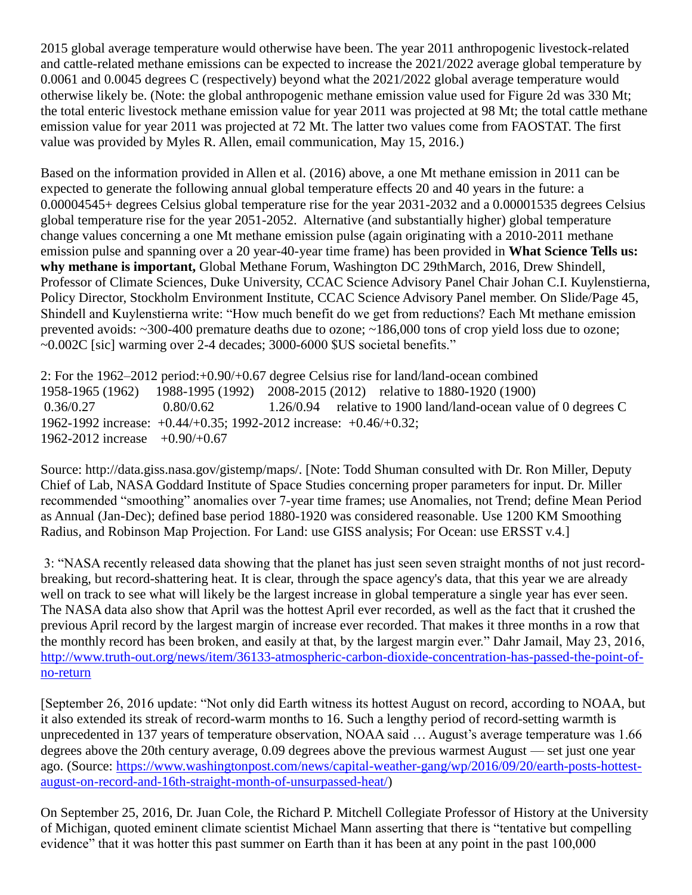2015 global average temperature would otherwise have been. The year 2011 anthropogenic livestock-related and cattle-related methane emissions can be expected to increase the 2021/2022 average global temperature by 0.0061 and 0.0045 degrees C (respectively) beyond what the 2021/2022 global average temperature would otherwise likely be. (Note: the global anthropogenic methane emission value used for Figure 2d was 330 Mt; the total enteric livestock methane emission value for year 2011 was projected at 98 Mt; the total cattle methane emission value for year 2011 was projected at 72 Mt. The latter two values come from FAOSTAT. The first value was provided by Myles R. Allen, email communication, May 15, 2016.)

Based on the information provided in Allen et al. (2016) above, a one Mt methane emission in 2011 can be expected to generate the following annual global temperature effects 20 and 40 years in the future: a 0.00004545+ degrees Celsius global temperature rise for the year 2031-2032 and a 0.00001535 degrees Celsius global temperature rise for the year 2051-2052. Alternative (and substantially higher) global temperature change values concerning a one Mt methane emission pulse (again originating with a 2010-2011 methane emission pulse and spanning over a 20 year-40-year time frame) has been provided in **What Science Tells us: why methane is important,** Global Methane Forum, Washington DC 29thMarch, 2016, Drew Shindell, Professor of Climate Sciences, Duke University, CCAC Science Advisory Panel Chair Johan C.I. Kuylenstierna, Policy Director, Stockholm Environment Institute, CCAC Science Advisory Panel member. On Slide/Page 45, Shindell and Kuylenstierna write: "How much benefit do we get from reductions? Each Mt methane emission prevented avoids: ~300-400 premature deaths due to ozone; ~186,000 tons of crop yield loss due to ozone; ~0.002C [sic] warming over 2-4 decades; 3000-6000 $US societal benefits."

2: For the 1962–2012 period:+0.90/+0.67 degree Celsius rise for land/land-ocean combined

| 1958-1965 (1962) | 1988-1995 (1992) | 2008-2015 (2012) | relative to 1880-1920 (1900) |
|---|---|---|---|
| 0.36/0.27 | 0.80/0.62 | 1.26/0.94 | relative to 1900 land/land-ocean value of 0 degrees C |

1962-1992 increase: +0.44/+0.35; 1992-2012 increase: +0.46/+0.32;
1962-2012 increase +0.90/+0.67

Source: http://data.giss.nasa.gov/gistemp/maps/. [Note: Todd Shuman consulted with Dr. Ron Miller, Deputy Chief of Lab, NASA Goddard Institute of Space Studies concerning proper parameters for input. Dr. Miller recommended "smoothing" anomalies over 7-year time frames; use Anomalies, not Trend; define Mean Period as Annual (Jan-Dec); defined base period 1880-1920 was considered reasonable. Use 1200 KM Smoothing Radius, and Robinson Map Projection. For Land: use GISS analysis; For Ocean: use ERSST v.4.]

3: "NASA recently released data showing that the planet has just seen seven straight months of not just record-breaking, but record-shattering heat. It is clear, through the space agency's data, that this year we are already well on track to see what will likely be the largest increase in global temperature a single year has ever seen. The NASA data also show that April was the hottest April ever recorded, as well as the fact that it crushed the previous April record by the largest margin of increase ever recorded. That makes it three months in a row that the monthly record has been broken, and easily at that, by the largest margin ever." Dahr Jamail, May 23, 2016, [http://www.truth-out.org/news/item/36133-atmospheric-carbon-dioxide-concentration-has-passed-the-point-of-no-return](http://www.truth-out.org/news/item/36133-atmospheric-carbon-dioxide-concentration-has-passed-the-point-of-no-return)

[September 26, 2016 update: "Not only did Earth witness its hottest August on record, according to NOAA, but it also extended its streak of record-warm months to 16. Such a lengthy period of record-setting warmth is unprecedented in 137 years of temperature observation, NOAA said … August's average temperature was 1.66 degrees above the 20th century average, 0.09 degrees above the previous warmest August — set just one year ago. (Source: [https://www.washingtonpost.com/news/capital-weather-gang/wp/2016/09/20/earth-posts-hottest-august-on-record-and-16th-straight-month-of-unsurpassed-heat/](https://www.washingtonpost.com/news/capital-weather-gang/wp/2016/09/20/earth-posts-hottest-august-on-record-and-16th-straight-month-of-unsurpassed-heat/))

On September 25, 2016, Dr. Juan Cole, the Richard P. Mitchell Collegiate Professor of History at the University of Michigan, quoted eminent climate scientist Michael Mann asserting that there is "tentative but compelling evidence" that it was hotter this past summer on Earth than it has been at any point in the past 100,000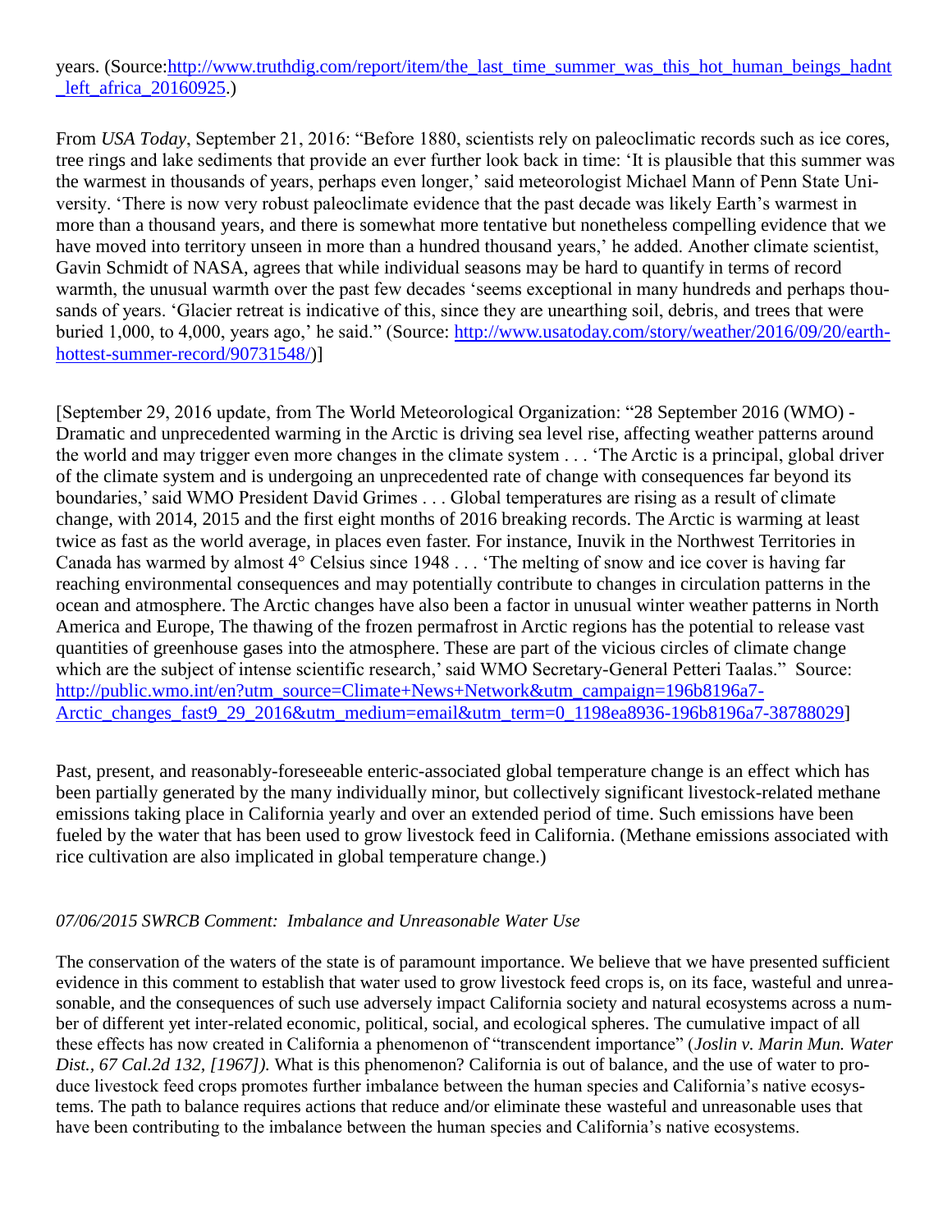years. (Source:http://www.truthdig.com/report/item/the_last_time_summer_was_this_hot_human_beings_hadnt_left_africa_20160925.)

From *USA Today*, September 21, 2016: "Before 1880, scientists rely on paleoclimatic records such as ice cores, tree rings and lake sediments that provide an ever further look back in time: 'It is plausible that this summer was the warmest in thousands of years, perhaps even longer,' said meteorologist Michael Mann of Penn State University. 'There is now very robust paleoclimate evidence that the past decade was likely Earth's warmest in more than a thousand years, and there is somewhat more tentative but nonetheless compelling evidence that we have moved into territory unseen in more than a hundred thousand years,' he added. Another climate scientist, Gavin Schmidt of NASA, agrees that while individual seasons may be hard to quantify in terms of record warmth, the unusual warmth over the past few decades 'seems exceptional in many hundreds and perhaps thousands of years. 'Glacier retreat is indicative of this, since they are unearthing soil, debris, and trees that were buried 1,000, to 4,000, years ago,' he said." (Source: http://www.usatoday.com/story/weather/2016/09/20/earth-hottest-summer-record/90731548/)]

[September 29, 2016 update, from The World Meteorological Organization: "28 September 2016 (WMO) - Dramatic and unprecedented warming in the Arctic is driving sea level rise, affecting weather patterns around the world and may trigger even more changes in the climate system . . . 'The Arctic is a principal, global driver of the climate system and is undergoing an unprecedented rate of change with consequences far beyond its boundaries,' said WMO President David Grimes . . . Global temperatures are rising as a result of climate change, with 2014, 2015 and the first eight months of 2016 breaking records. The Arctic is warming at least twice as fast as the world average, in places even faster. For instance, Inuvik in the Northwest Territories in Canada has warmed by almost 4° Celsius since 1948 . . . 'The melting of snow and ice cover is having far reaching environmental consequences and may potentially contribute to changes in circulation patterns in the ocean and atmosphere. The Arctic changes have also been a factor in unusual winter weather patterns in North America and Europe, The thawing of the frozen permafrost in Arctic regions has the potential to release vast quantities of greenhouse gases into the atmosphere. These are part of the vicious circles of climate change which are the subject of intense scientific research,' said WMO Secretary-General Petteri Taalas." Source: http://public.wmo.int/en?utm_source=Climate+News+Network&utm_campaign=196b8196a7-Arctic_changes_fast9_29_2016&utm_medium=email&utm_term=0_1198ea8936-196b8196a7-38788029]

Past, present, and reasonably-foreseeable enteric-associated global temperature change is an effect which has been partially generated by the many individually minor, but collectively significant livestock-related methane emissions taking place in California yearly and over an extended period of time. Such emissions have been fueled by the water that has been used to grow livestock feed in California. (Methane emissions associated with rice cultivation are also implicated in global temperature change.)

*07/06/2015 SWRCB Comment: Imbalance and Unreasonable Water Use*

The conservation of the waters of the state is of paramount importance. We believe that we have presented sufficient evidence in this comment to establish that water used to grow livestock feed crops is, on its face, wasteful and unreasonable, and the consequences of such use adversely impact California society and natural ecosystems across a number of different yet inter-related economic, political, social, and ecological spheres. The cumulative impact of all these effects has now created in California a phenomenon of "transcendent importance" (*Joslin v. Marin Mun. Water Dist., 67 Cal.2d 132, [1967]).* What is this phenomenon? California is out of balance, and the use of water to produce livestock feed crops promotes further imbalance between the human species and California's native ecosystems. The path to balance requires actions that reduce and/or eliminate these wasteful and unreasonable uses that have been contributing to the imbalance between the human species and California's native ecosystems.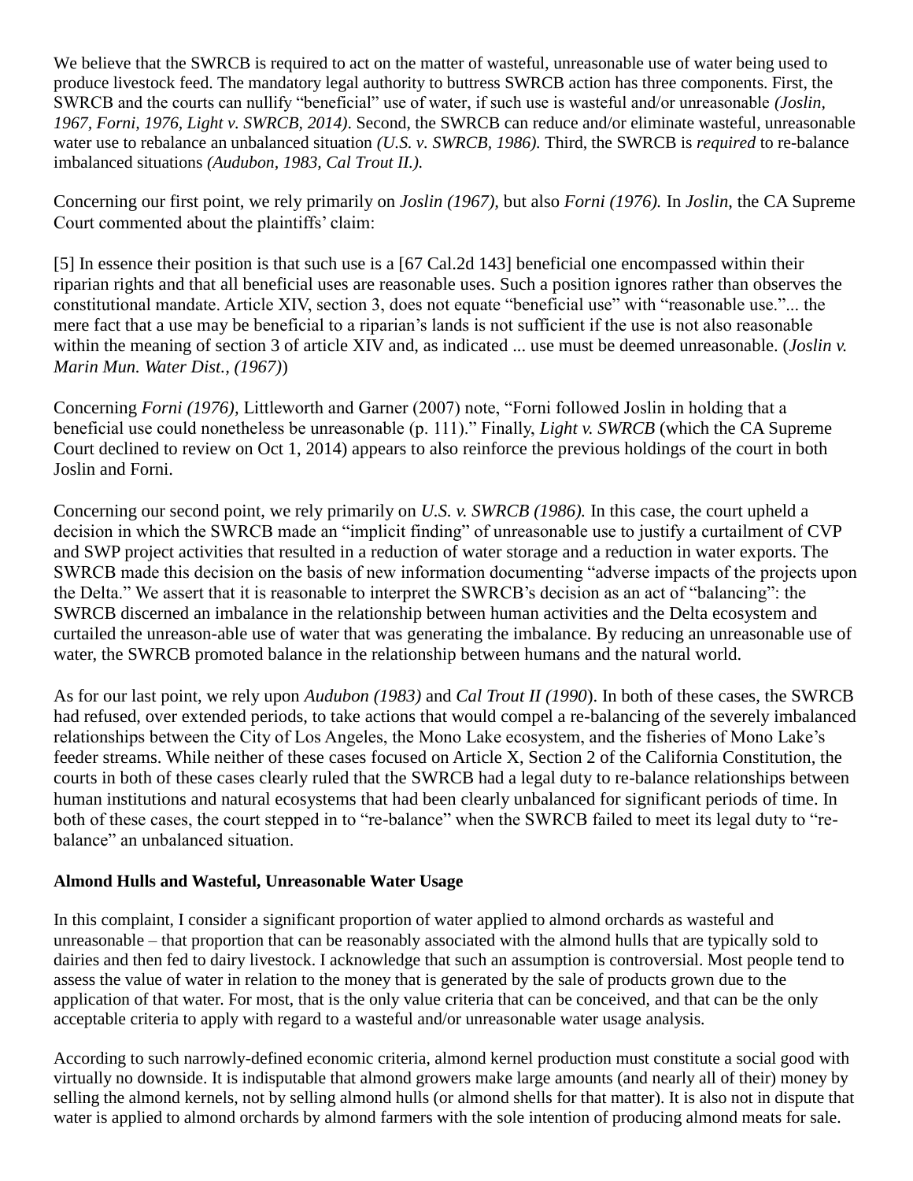We believe that the SWRCB is required to act on the matter of wasteful, unreasonable use of water being used to produce livestock feed. The mandatory legal authority to buttress SWRCB action has three components. First, the SWRCB and the courts can nullify "beneficial" use of water, if such use is wasteful and/or unreasonable *(Joslin, 1967, Forni, 1976, Light v. SWRCB, 2014)*. Second, the SWRCB can reduce and/or eliminate wasteful, unreasonable water use to rebalance an unbalanced situation *(U.S. v. SWRCB, 1986).* Third, the SWRCB is *required* to re-balance imbalanced situations *(Audubon, 1983, Cal Trout II.).*

Concerning our first point, we rely primarily on *Joslin (1967),* but also *Forni (1976).* In *Joslin*, the CA Supreme Court commented about the plaintiffs' claim:

[5] In essence their position is that such use is a [67 Cal.2d 143] beneficial one encompassed within their riparian rights and that all beneficial uses are reasonable uses. Such a position ignores rather than observes the constitutional mandate. Article XIV, section 3, does not equate "beneficial use" with "reasonable use."... the mere fact that a use may be beneficial to a riparian's lands is not sufficient if the use is not also reasonable within the meaning of section 3 of article XIV and, as indicated ... use must be deemed unreasonable. (*Joslin v. Marin Mun. Water Dist., (1967)*)

Concerning *Forni (1976),* Littleworth and Garner (2007) note, "Forni followed Joslin in holding that a beneficial use could nonetheless be unreasonable (p. 111)." Finally, *Light v. SWRCB* (which the CA Supreme Court declined to review on Oct 1, 2014) appears to also reinforce the previous holdings of the court in both Joslin and Forni.

Concerning our second point, we rely primarily on *U.S. v. SWRCB (1986).* In this case, the court upheld a decision in which the SWRCB made an "implicit finding" of unreasonable use to justify a curtailment of CVP and SWP project activities that resulted in a reduction of water storage and a reduction in water exports. The SWRCB made this decision on the basis of new information documenting "adverse impacts of the projects upon the Delta." We assert that it is reasonable to interpret the SWRCB's decision as an act of "balancing": the SWRCB discerned an imbalance in the relationship between human activities and the Delta ecosystem and curtailed the unreason-able use of water that was generating the imbalance. By reducing an unreasonable use of water, the SWRCB promoted balance in the relationship between humans and the natural world.

As for our last point, we rely upon *Audubon (1983)* and *Cal Trout II (1990*). In both of these cases, the SWRCB had refused, over extended periods, to take actions that would compel a re-balancing of the severely imbalanced relationships between the City of Los Angeles, the Mono Lake ecosystem, and the fisheries of Mono Lake's feeder streams. While neither of these cases focused on Article X, Section 2 of the California Constitution, the courts in both of these cases clearly ruled that the SWRCB had a legal duty to re-balance relationships between human institutions and natural ecosystems that had been clearly unbalanced for significant periods of time. In both of these cases, the court stepped in to "re-balance" when the SWRCB failed to meet its legal duty to "re-balance" an unbalanced situation.

**Almond Hulls and Wasteful, Unreasonable Water Usage**

In this complaint, I consider a significant proportion of water applied to almond orchards as wasteful and unreasonable – that proportion that can be reasonably associated with the almond hulls that are typically sold to dairies and then fed to dairy livestock. I acknowledge that such an assumption is controversial. Most people tend to assess the value of water in relation to the money that is generated by the sale of products grown due to the application of that water. For most, that is the only value criteria that can be conceived, and that can be the only acceptable criteria to apply with regard to a wasteful and/or unreasonable water usage analysis.

According to such narrowly-defined economic criteria, almond kernel production must constitute a social good with virtually no downside. It is indisputable that almond growers make large amounts (and nearly all of their) money by selling the almond kernels, not by selling almond hulls (or almond shells for that matter). It is also not in dispute that water is applied to almond orchards by almond farmers with the sole intention of producing almond meats for sale.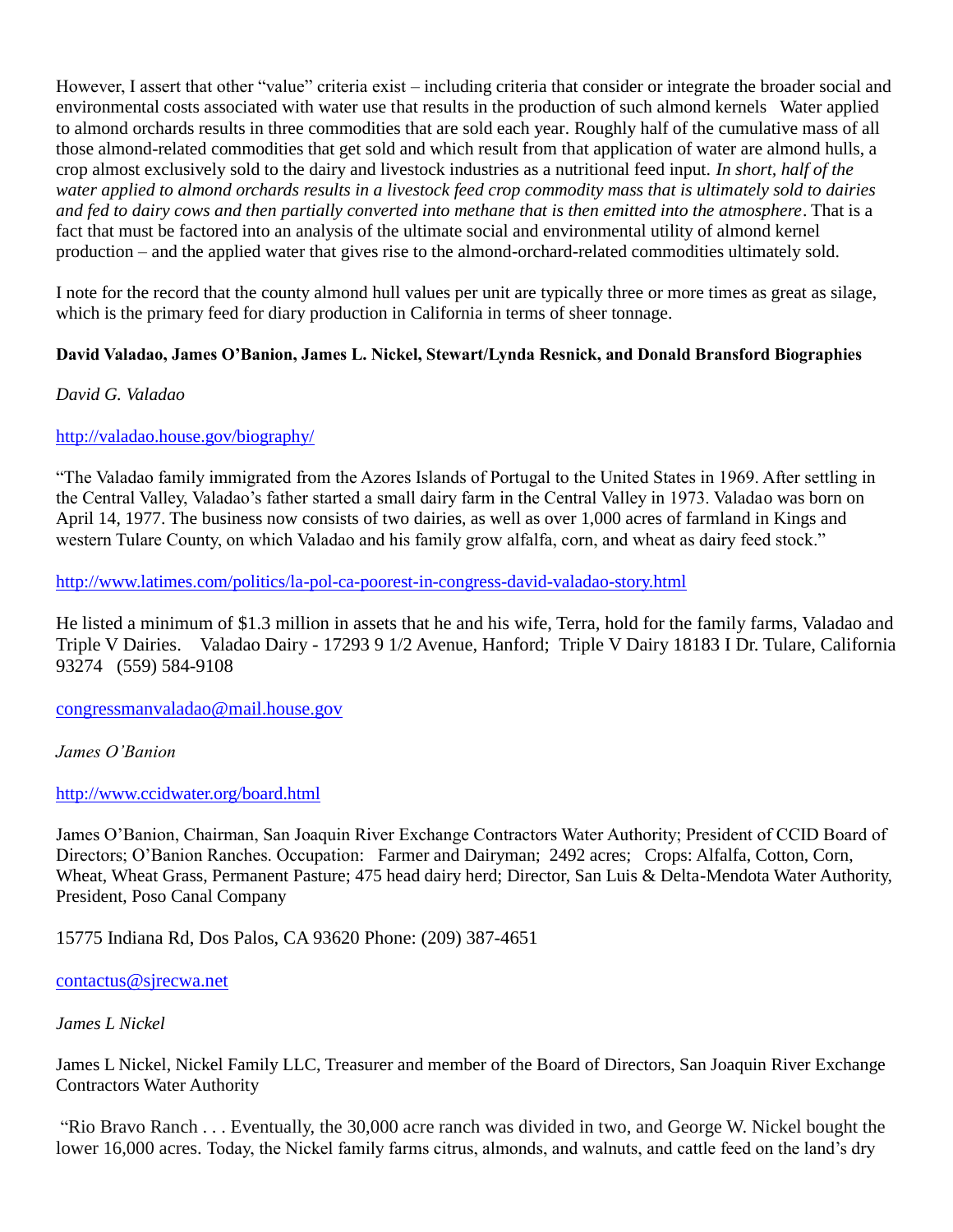However, I assert that other "value" criteria exist – including criteria that consider or integrate the broader social and environmental costs associated with water use that results in the production of such almond kernels   Water applied to almond orchards results in three commodities that are sold each year. Roughly half of the cumulative mass of all those almond-related commodities that get sold and which result from that application of water are almond hulls, a crop almost exclusively sold to the dairy and livestock industries as a nutritional feed input. *In short, half of the water applied to almond orchards results in a livestock feed crop commodity mass that is ultimately sold to dairies and fed to dairy cows and then partially converted into methane that is then emitted into the atmosphere*. That is a fact that must be factored into an analysis of the ultimate social and environmental utility of almond kernel production – and the applied water that gives rise to the almond-orchard-related commodities ultimately sold.

I note for the record that the county almond hull values per unit are typically three or more times as great as silage, which is the primary feed for diary production in California in terms of sheer tonnage.

**David Valadao, James O'Banion, James L. Nickel, Stewart/Lynda Resnick, and Donald Bransford Biographies**

*David G. Valadao*

http://valadao.house.gov/biography/

"The Valadao family immigrated from the Azores Islands of Portugal to the United States in 1969. After settling in the Central Valley, Valadao's father started a small dairy farm in the Central Valley in 1973. Valadao was born on April 14, 1977. The business now consists of two dairies, as well as over 1,000 acres of farmland in Kings and western Tulare County, on which Valadao and his family grow alfalfa, corn, and wheat as dairy feed stock."

http://www.latimes.com/politics/la-pol-ca-poorest-in-congress-david-valadao-story.html

He listed a minimum of $1.3 million in assets that he and his wife, Terra, hold for the family farms, Valadao and Triple V Dairies.    Valadao Dairy - 17293 9 1/2 Avenue, Hanford;  Triple V Dairy 18183 I Dr. Tulare, California 93274   (559) 584-9108

congressmanvaladao@mail.house.gov

*James O'Banion*

http://www.ccidwater.org/board.html

James O'Banion, Chairman, San Joaquin River Exchange Contractors Water Authority; President of CCID Board of Directors; O'Banion Ranches. Occupation:   Farmer and Dairyman;  2492 acres;   Crops: Alfalfa, Cotton, Corn, Wheat, Wheat Grass, Permanent Pasture; 475 head dairy herd; Director, San Luis & Delta-Mendota Water Authority, President, Poso Canal Company

15775 Indiana Rd, Dos Palos, CA 93620 Phone: (209) 387-4651

contactus@sjrecwa.net

*James L Nickel*

James L Nickel, Nickel Family LLC, Treasurer and member of the Board of Directors, San Joaquin River Exchange Contractors Water Authority

"Rio Bravo Ranch . . . Eventually, the 30,000 acre ranch was divided in two, and George W. Nickel bought the lower 16,000 acres. Today, the Nickel family farms citrus, almonds, and walnuts, and cattle feed on the land's dry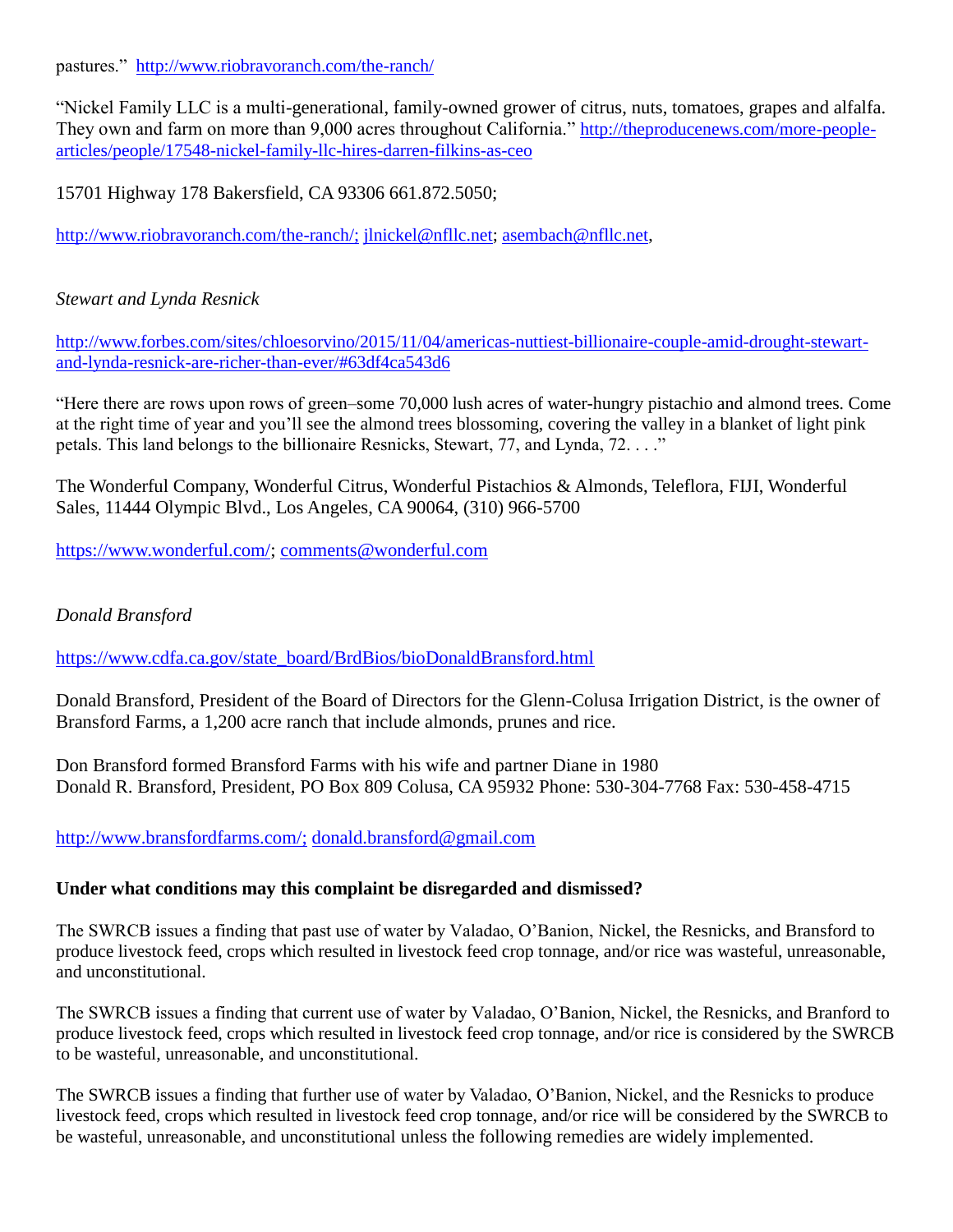pastures." http://www.riobravoranch.com/the-ranch/

"Nickel Family LLC is a multi-generational, family-owned grower of citrus, nuts, tomatoes, grapes and alfalfa. They own and farm on more than 9,000 acres throughout California." http://theproducenews.com/more-people-articles/people/17548-nickel-family-llc-hires-darren-filkins-as-ceo

15701 Highway 178 Bakersfield, CA 93306 661.872.5050;

http://www.riobravoranch.com/the-ranch/; jlnickel@nfllc.net; asembach@nfllc.net,

*Stewart and Lynda Resnick*

http://www.forbes.com/sites/chloesorvino/2015/11/04/americas-nuttiest-billionaire-couple-amid-drought-stewart-and-lynda-resnick-are-richer-than-ever/#63df4ca543d6

"Here there are rows upon rows of green–some 70,000 lush acres of water-hungry pistachio and almond trees. Come at the right time of year and you'll see the almond trees blossoming, covering the valley in a blanket of light pink petals. This land belongs to the billionaire Resnicks, Stewart, 77, and Lynda, 72. . . ."

The Wonderful Company, Wonderful Citrus, Wonderful Pistachios & Almonds, Teleflora, FIJI, Wonderful Sales, 11444 Olympic Blvd., Los Angeles, CA 90064, (310) 966-5700

https://www.wonderful.com/; comments@wonderful.com

*Donald Bransford*

https://www.cdfa.ca.gov/state_board/BrdBios/bioDonaldBransford.html

Donald Bransford, President of the Board of Directors for the Glenn-Colusa Irrigation District, is the owner of Bransford Farms, a 1,200 acre ranch that include almonds, prunes and rice.

Don Bransford formed Bransford Farms with his wife and partner Diane in 1980
Donald R. Bransford, President, PO Box 809 Colusa, CA 95932 Phone: 530-304-7768 Fax: 530-458-4715

http://www.bransfordfarms.com/; donald.bransford@gmail.com

**Under what conditions may this complaint be disregarded and dismissed?**

The SWRCB issues a finding that past use of water by Valadao, O'Banion, Nickel, the Resnicks, and Bransford to produce livestock feed, crops which resulted in livestock feed crop tonnage, and/or rice was wasteful, unreasonable, and unconstitutional.

The SWRCB issues a finding that current use of water by Valadao, O'Banion, Nickel, the Resnicks, and Branford to produce livestock feed, crops which resulted in livestock feed crop tonnage, and/or rice is considered by the SWRCB to be wasteful, unreasonable, and unconstitutional.

The SWRCB issues a finding that further use of water by Valadao, O'Banion, Nickel, and the Resnicks to produce livestock feed, crops which resulted in livestock feed crop tonnage, and/or rice will be considered by the SWRCB to be wasteful, unreasonable, and unconstitutional unless the following remedies are widely implemented.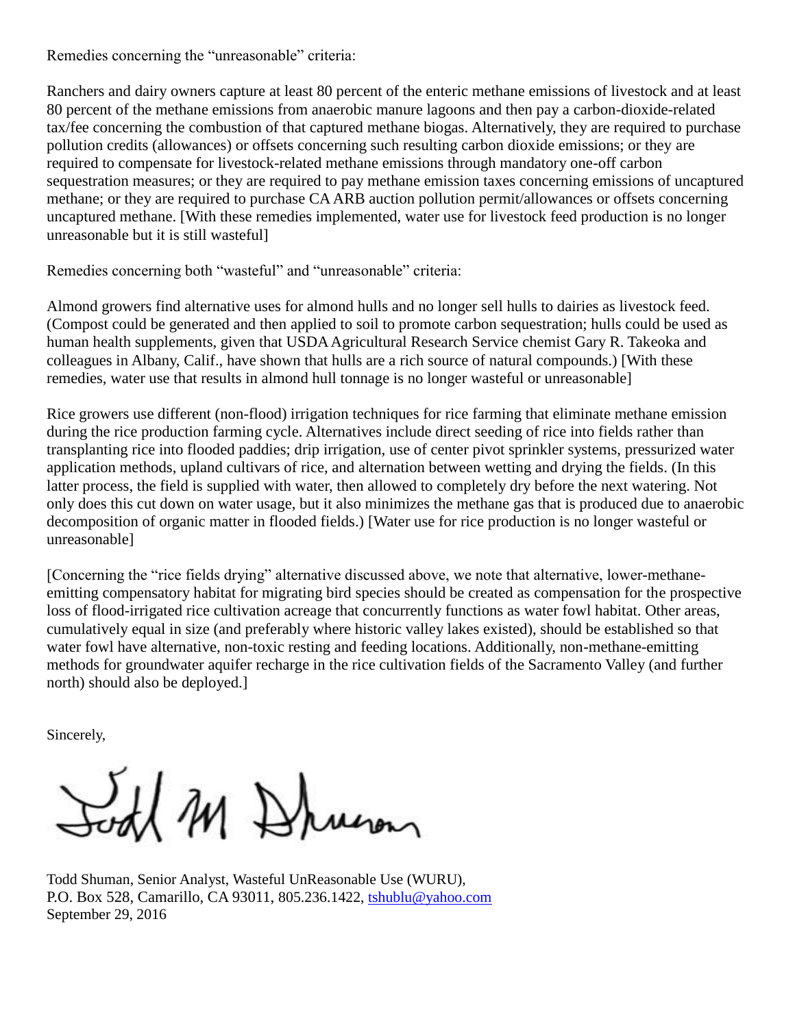Remedies concerning the “unreasonable” criteria:

Ranchers and dairy owners capture at least 80 percent of the enteric methane emissions of livestock and at least 80 percent of the methane emissions from anaerobic manure lagoons and then pay a carbon-dioxide-related tax/fee concerning the combustion of that captured methane biogas. Alternatively, they are required to purchase pollution credits (allowances) or offsets concerning such resulting carbon dioxide emissions; or they are required to compensate for livestock-related methane emissions through mandatory one-off carbon sequestration measures; or they are required to pay methane emission taxes concerning emissions of uncaptured methane; or they are required to purchase CA ARB auction pollution permit/allowances or offsets concerning uncaptured methane. [With these remedies implemented, water use for livestock feed production is no longer unreasonable but it is still wasteful]

Remedies concerning both “wasteful” and “unreasonable” criteria:

Almond growers find alternative uses for almond hulls and no longer sell hulls to dairies as livestock feed. (Compost could be generated and then applied to soil to promote carbon sequestration; hulls could be used as human health supplements, given that USDA Agricultural Research Service chemist Gary R. Takeoka and colleagues in Albany, Calif., have shown that hulls are a rich source of natural compounds.) [With these remedies, water use that results in almond hull tonnage is no longer wasteful or unreasonable]

Rice growers use different (non-flood) irrigation techniques for rice farming that eliminate methane emission during the rice production farming cycle. Alternatives include direct seeding of rice into fields rather than transplanting rice into flooded paddies; drip irrigation, use of center pivot sprinkler systems, pressurized water application methods, upland cultivars of rice, and alternation between wetting and drying the fields. (In this latter process, the field is supplied with water, then allowed to completely dry before the next watering. Not only does this cut down on water usage, but it also minimizes the methane gas that is produced due to anaerobic decomposition of organic matter in flooded fields.) [Water use for rice production is no longer wasteful or unreasonable]

[Concerning the “rice fields drying” alternative discussed above, we note that alternative, lower-methane-emitting compensatory habitat for migrating bird species should be created as compensation for the prospective loss of flood-irrigated rice cultivation acreage that concurrently functions as water fowl habitat. Other areas, cumulatively equal in size (and preferably where historic valley lakes existed), should be established so that water fowl have alternative, non-toxic resting and feeding locations. Additionally, non-methane-emitting methods for groundwater aquifer recharge in the rice cultivation fields of the Sacramento Valley (and further north) should also be deployed.]

Sincerely,

Todd M Shuman

Todd Shuman, Senior Analyst, Wasteful UnReasonable Use (WURU),
P.O. Box 528, Camarillo, CA 93011, 805.236.1422, tshublu@yahoo.com
September 29, 2016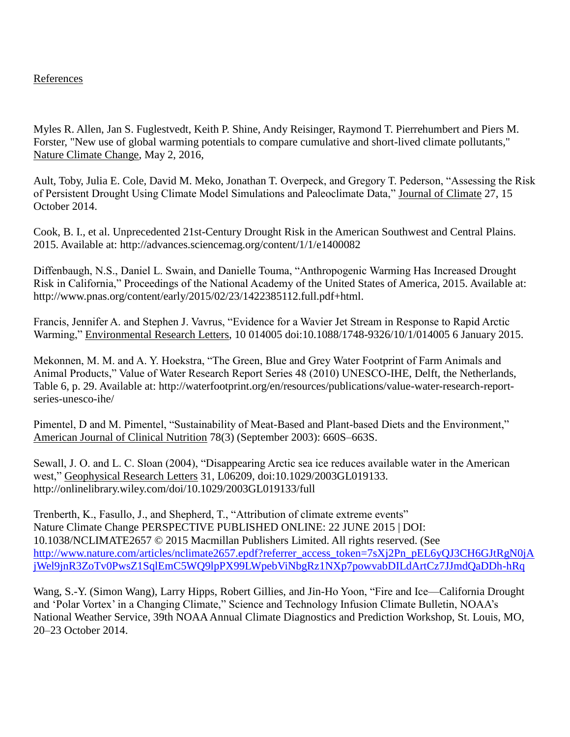## References

Myles R. Allen, Jan S. Fuglestvedt, Keith P. Shine, Andy Reisinger, Raymond T. Pierrehumbert and Piers M. Forster, "New use of global warming potentials to compare cumulative and short-lived climate pollutants," Nature Climate Change, May 2, 2016,

Ault, Toby, Julia E. Cole, David M. Meko, Jonathan T. Overpeck, and Gregory T. Pederson, "Assessing the Risk of Persistent Drought Using Climate Model Simulations and Paleoclimate Data," Journal of Climate 27, 15 October 2014.

Cook, B. I., et al. Unprecedented 21st-Century Drought Risk in the American Southwest and Central Plains. 2015. Available at: http://advances.sciencemag.org/content/1/1/e1400082

Diffenbaugh, N.S., Daniel L. Swain, and Danielle Touma, "Anthropogenic Warming Has Increased Drought Risk in California," Proceedings of the National Academy of the United States of America, 2015. Available at: http://www.pnas.org/content/early/2015/02/23/1422385112.full.pdf+html.

Francis, Jennifer A. and Stephen J. Vavrus, "Evidence for a Wavier Jet Stream in Response to Rapid Arctic Warming," Environmental Research Letters, 10 014005 doi:10.1088/1748-9326/10/1/014005 6 January 2015.

Mekonnen, M. M. and A. Y. Hoekstra, "The Green, Blue and Grey Water Footprint of Farm Animals and Animal Products," Value of Water Research Report Series 48 (2010) UNESCO-IHE, Delft, the Netherlands, Table 6, p. 29. Available at: http://waterfootprint.org/en/resources/publications/value-water-research-report-series-unesco-ihe/

Pimentel, D and M. Pimentel, "Sustainability of Meat-Based and Plant-based Diets and the Environment," American Journal of Clinical Nutrition 78(3) (September 2003): 660S–663S.

Sewall, J. O. and L. C. Sloan (2004), "Disappearing Arctic sea ice reduces available water in the American west," Geophysical Research Letters 31, L06209, doi:10.1029/2003GL019133. http://onlinelibrary.wiley.com/doi/10.1029/2003GL019133/full

Trenberth, K., Fasullo, J., and Shepherd, T., "Attribution of climate extreme events" Nature Climate Change PERSPECTIVE PUBLISHED ONLINE: 22 JUNE 2015 | DOI: 10.1038/NCLIMATE2657 © 2015 Macmillan Publishers Limited. All rights reserved. (See http://www.nature.com/articles/nclimate2657.epdf?referrer_access_token=7sXj2Pn_pEL6yQJ3CH6GJtRgN0jAjWel9jnR3ZoTv0PwsZ1SqlEmC5WQ9lpPX99LWpebViNbgRz1NXp7powvabDILdArtCz7JJmdQaDDh-hRq

Wang, S.-Y. (Simon Wang), Larry Hipps, Robert Gillies, and Jin-Ho Yoon, "Fire and Ice—California Drought and 'Polar Vortex' in a Changing Climate," Science and Technology Infusion Climate Bulletin, NOAA's National Weather Service, 39th NOAA Annual Climate Diagnostics and Prediction Workshop, St. Louis, MO, 20–23 October 2014.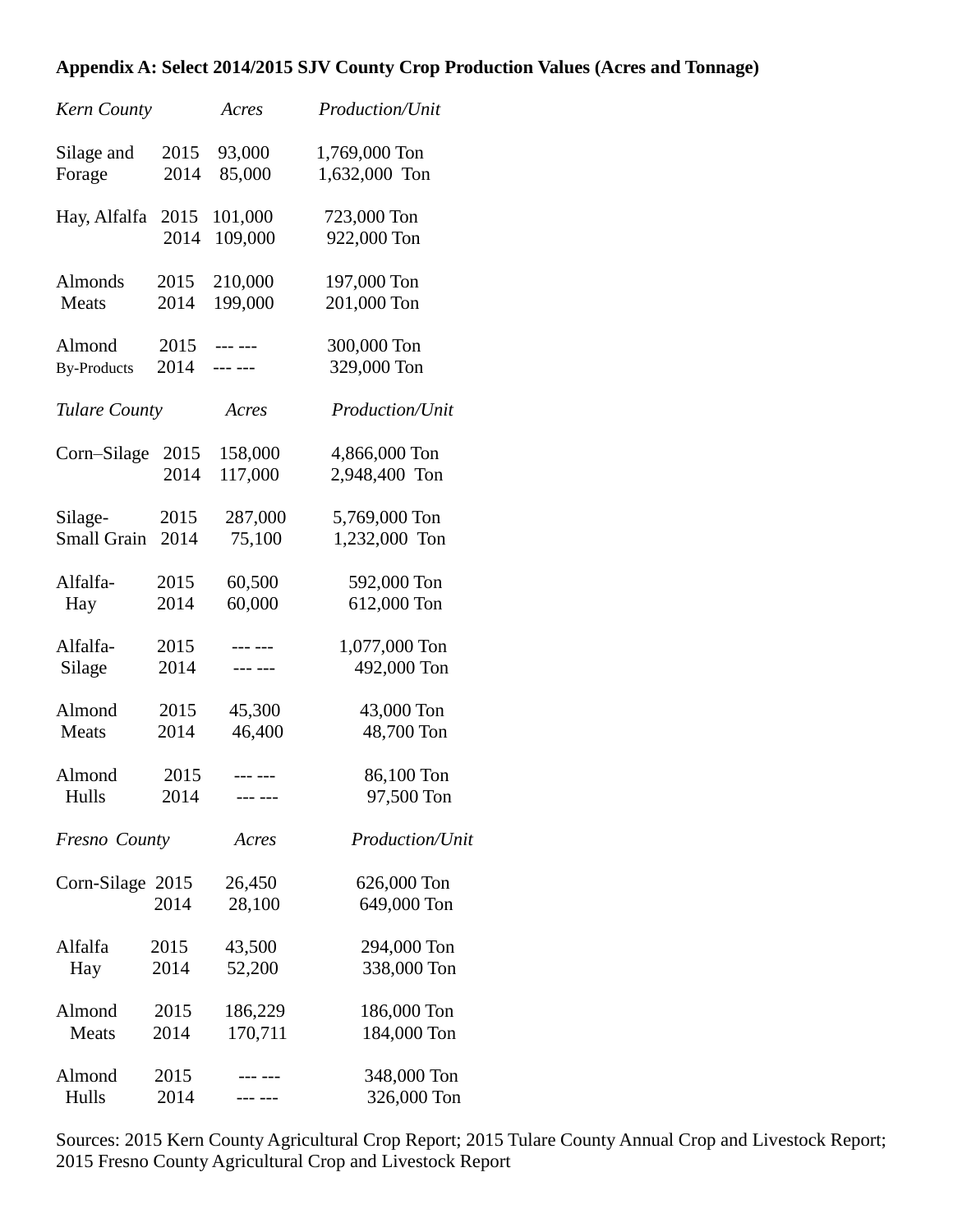**Appendix A: Select 2014/2015 SJV County Crop Production Values (Acres and Tonnage)**

| *Kern County* | | *Acres* | *Production/Unit* |
|---|---|---|---|
| Silage and Forage | 2015 | 93,000 | 1,769,000 Ton |
| | 2014 | 85,000 | 1,632,000 Ton |
| Hay, Alfalfa | 2015 | 101,000 | 723,000 Ton |
| | 2014 | 109,000 | 922,000 Ton |
| Almonds Meats | 2015 | 210,000 | 197,000 Ton |
| | 2014 | 199,000 | 201,000 Ton |
| Almond By-Products | 2015 | --- --- | 300,000 Ton |
| | 2014 | --- --- | 329,000 Ton |

| *Tulare County* | | *Acres* | *Production/Unit* |
|---|---|---|---|
| Corn–Silage | 2015 | 158,000 | 4,866,000 Ton |
| | 2014 | 117,000 | 2,948,400 Ton |
| Silage- Small Grain | 2015 | 287,000 | 5,769,000 Ton |
| | 2014 | 75,100 | 1,232,000 Ton |
| Alfalfa- Hay | 2015 | 60,500 | 592,000 Ton |
| | 2014 | 60,000 | 612,000 Ton |
| Alfalfa- Silage | 2015 | --- --- | 1,077,000 Ton |
| | 2014 | --- --- | 492,000 Ton |
| Almond Meats | 2015 | 45,300 | 43,000 Ton |
| | 2014 | 46,400 | 48,700 Ton |
| Almond Hulls | 2015 | --- --- | 86,100 Ton |
| | 2014 | --- --- | 97,500 Ton |

| *Fresno County* | | *Acres* | *Production/Unit* |
|---|---|---|---|
| Corn-Silage | 2015 | 26,450 | 626,000 Ton |
| | 2014 | 28,100 | 649,000 Ton |
| Alfalfa Hay | 2015 | 43,500 | 294,000 Ton |
| | 2014 | 52,200 | 338,000 Ton |
| Almond Meats | 2015 | 186,229 | 186,000 Ton |
| | 2014 | 170,711 | 184,000 Ton |
| Almond Hulls | 2015 | --- --- | 348,000 Ton |
| | 2014 | --- --- | 326,000 Ton |

Sources: 2015 Kern County Agricultural Crop Report; 2015 Tulare County Annual Crop and Livestock Report; 2015 Fresno County Agricultural Crop and Livestock Report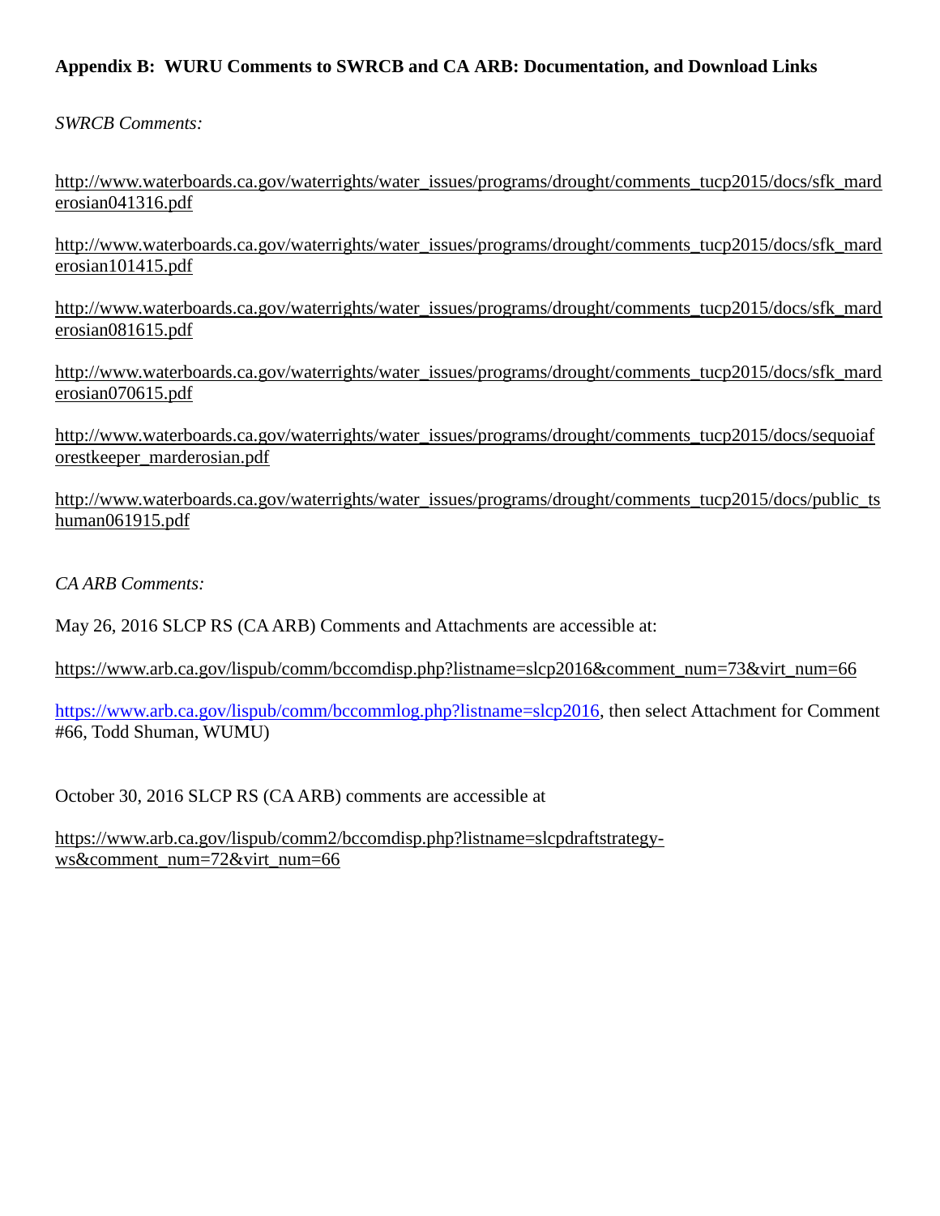**Appendix B: WURU Comments to SWRCB and CA ARB: Documentation, and Download Links**

*SWRCB Comments:*

http://www.waterboards.ca.gov/waterrights/water_issues/programs/drought/comments_tucp2015/docs/sfk_marderosian041316.pdf

http://www.waterboards.ca.gov/waterrights/water_issues/programs/drought/comments_tucp2015/docs/sfk_marderosian101415.pdf

http://www.waterboards.ca.gov/waterrights/water_issues/programs/drought/comments_tucp2015/docs/sfk_marderosian081615.pdf

http://www.waterboards.ca.gov/waterrights/water_issues/programs/drought/comments_tucp2015/docs/sfk_marderosian070615.pdf

http://www.waterboards.ca.gov/waterrights/water_issues/programs/drought/comments_tucp2015/docs/sequoiaforestkeeper_marderosian.pdf

http://www.waterboards.ca.gov/waterrights/water_issues/programs/drought/comments_tucp2015/docs/public_tshuman061915.pdf

*CA ARB Comments:*

May 26, 2016 SLCP RS (CA ARB) Comments and Attachments are accessible at:

https://www.arb.ca.gov/lispub/comm/bccomdisp.php?listname=slcp2016&comment_num=73&virt_num=66

https://www.arb.ca.gov/lispub/comm/bccommlog.php?listname=slcp2016, then select Attachment for Comment #66, Todd Shuman, WUMU)

October 30, 2016 SLCP RS (CA ARB) comments are accessible at

https://www.arb.ca.gov/lispub/comm2/bccomdisp.php?listname=slcpdraftstrategy-ws&comment_num=72&virt_num=66